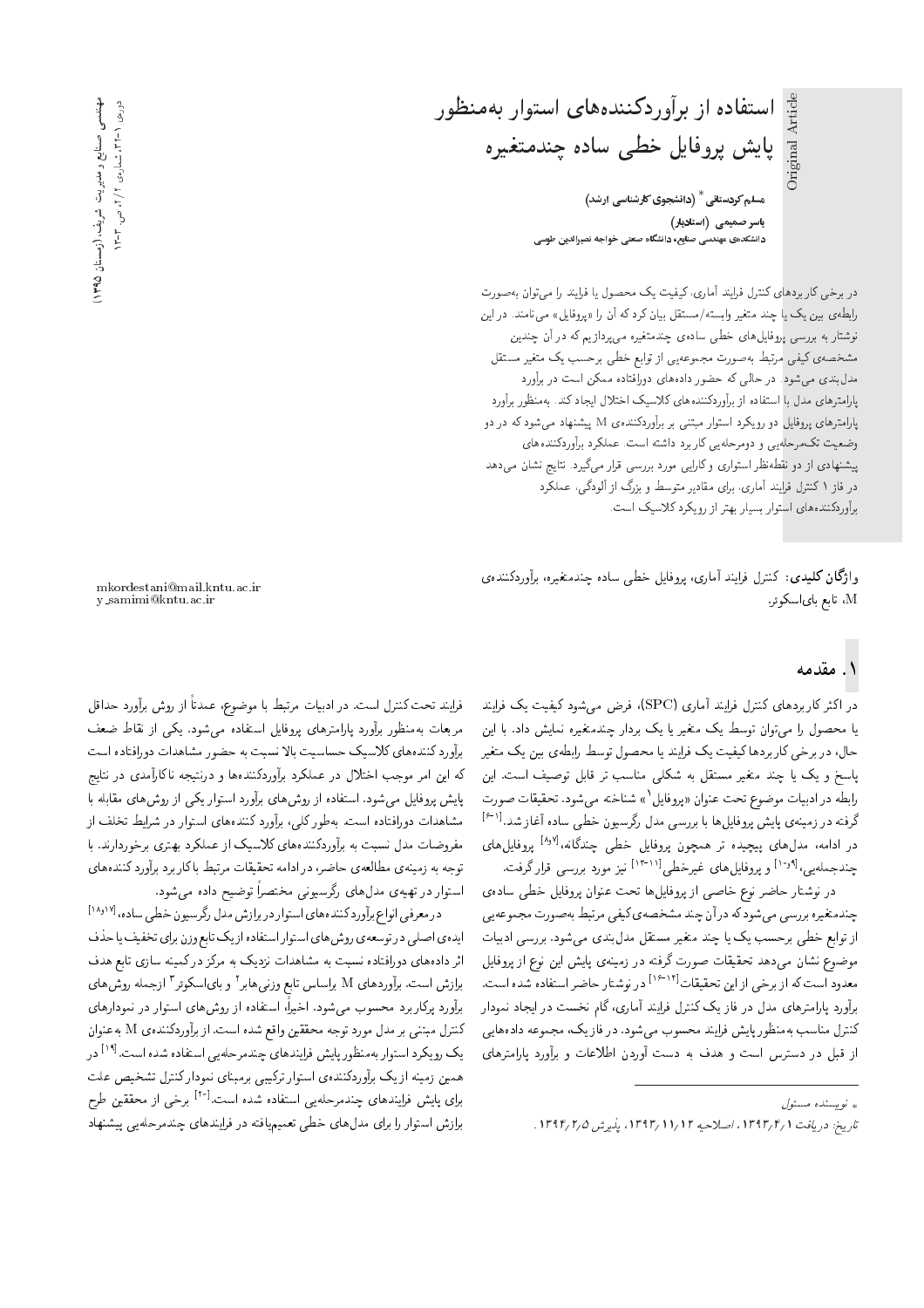# استفاده از برآوردکننده‌های استوار به‌منظور پایش پروفایل خطی ساده چندمتغیره

**مسلم کردستانی*** (دانشجوی کارشناسی ارشد)
**یاسر صمیمی** (استادیار)
دانشکده‌ی مهندسی صنایع، دانشگاه صنعتی خواجه نصیرالدین طوسی

در برخی کاربردهای کنترل فرایند آماری، کیفیت یک محصول یا فرایند را می‌توان به‌صورت رابطه‌ی بین یک یا چند متغیر وابسته/مستقل بیان کرد که آن را «پروفایل» می‌نامند. در این نوشتار به بررسی پروفایل‌های خطی ساده‌ی چندمتغیره می‌پردازیم که در آن چندین مشخصه‌ی کیفی مرتبط به‌صورت مجموعه‌یی از توابع خطی برحسب یک متغیر مستقل مدل‌بندی می‌شود. در حالی که حضور داده‌های دورافتاده ممکن است در برآورد پارامترهای مدل با استفاده از برآوردکننده‌های کلاسیک اختلال ایجاد کند. به‌منظور برآورد پارامترهای پروفایل دو رویکرد استوار مبتنی بر برآوردکننده‌ی M پیشنهاد می‌شود که در دو وضعیت تک‌مرحله‌یی و دومرحله‌یی کاربرد داشته است. عملکرد برآوردکننده‌های پیشنهادی از دو نقطه‌نظر استواری و کارایی مورد بررسی قرار می‌گیرد. نتایج نشان می‌دهد در فاز ۱ کنترل فرایند آماری، برای مقادیر متوسط و بزرگ از آلودگی، عملکرد برآوردکننده‌های استوار بسیار بهتر از رویکرد کلاسیک است.

**واژگان کلیدی:** کنترل فرایند آماری، پروفایل خطی ساده چندمتغیره، برآوردکننده‌ی M، تابع بای‌اسکوئر.

mkordestani@mail.kntu.ac.ir
y_samimi@kntu.ac.ir

## ۱. مقدمه

در اکثر کاربردهای کنترل فرایند آماری (SPC)، فرض می‌شود کیفیت یک فرایند یا محصول را می‌توان توسط یک متغیر یا یک بردار چندمتغیره نمایش داد. با این حال، در برخی کاربردها کیفیت یک فرایند یا محصول توسط رابطه‌ی بین یک متغیر پاسخ و یک یا چند متغیر مستقل به شکلی مناسب تر قابل توصیف است. این رابطه در ادبیات موضوع تحت عنوان «پروفایل[1]» شناخته می‌شود. تحقیقات صورت گرفته در زمینه‌ی پایش پروفایل‌ها با بررسی مدل رگرسیون خطی ساده آغاز شد.[1-6] در ادامه، مدل‌های پیچیده تر همچون پروفایل خطی چندگانه،[7و8] پروفایل‌های چندجمله‌یی،[1-9] و پروفایل‌های غیرخطی[11-13] نیز مورد بررسی قرار گرفت.

در نوشتار حاضر نوع خاصی از پروفایل‌ها تحت عنوان پروفایل خطی ساده‌ی چندمتغیره بررسی می‌شود که در آن چند مشخصه‌ی کیفی مرتبط به‌صورت مجموعه‌یی از توابع خطی برحسب یک یا چند متغیر مستقل مدل‌بندی می‌شود. بررسی ادبیات موضوع نشان می‌دهد تحقیقات صورت گرفته در زمینه‌ی پایش این نوع از پروفایل معدود است که از برخی از این تحقیقات[14-16] در نوشتار حاضر استفاده شده است. برآورد پارامترهای مدل در فاز یک کنترل فرایند آماری، گام نخست در ایجاد نمودار کنترل مناسب به‌منظور پایش فرایند محسوب می‌شود. در فاز یک، مجموعه داده‌هایی از قبل در دسترس است و هدف به دست آوردن اطلاعات و برآورد پارامترهای فرایند تحت کنترل است. در ادبیات مرتبط با موضوع، عمدتاً از روش برآورد حداقل مربعات به‌منظور برآورد پارامترهای پروفایل استفاده می‌شود. یکی از نقاط ضعف برآوردکننده‌های کلاسیک حساسیت بالا نسبت به حضور مشاهدات دورافتاده است که این امر موجب اختلال در عملکرد برآوردکننده‌ها و درنتیجه ناکارآمدی در نتایج پایش پروفایل می‌شود. استفاده از روش‌های برآورد استوار یکی از روش‌های مقابله با مشاهدات دورافتاده است. به‌طور کلی، برآورد کننده‌های استوار در شرایط تخلف از مفروضات مدل نسبت به برآوردکننده‌های کلاسیک از عملکرد بهتری برخوردارند. با توجه به زمینه‌ی مطالعه‌ی حاضر، در ادامه تحقیقات مرتبط با کاربرد برآورد کننده‌های استوار در تهیه‌ی مدل‌های رگرسیونی مختصراً توضیح داده می‌شود.

در معرفی انواع برآوردکننده‌های استوار در برازش مدل رگرسیون خطی ساده،[17و18] ایده‌ی اصلی در توسعه‌ی روش‌های استوار استفاده از یک تابع وزن برای تخفیف یا حذف اثر داده‌های دورافتاده نسبت به مشاهدات نزدیک به مرکز در کمینه سازی تابع هدف برازش است. برآوردهای M براساس تابع وزنی هابر[2] و بای‌اسکوئر[3] ازجمله روش‌های برآورد پرکاربرد محسوب می‌شود. اخیراً، استفاده از روش‌های استوار در نمودارهای کنترل مبتنی بر مدل مورد توجه محققین واقع شده است. از برآوردکننده‌ی M به‌عنوان یک رویکرد استوار به‌منظور پایش فرایندهای چندمرحله‌یی استفاده شده است.[19] در همین زمینه از یک برآوردکننده‌ی استوار ترکیبی برمبنای نمودار کنترل تشخیص علت برای پایش فرایندهای چندمرحله‌یی استفاده شده است.[20] برخی از محققین طرح برازش استوار را برای مدل‌های خطی تعمیم‌یافته در فرایندهای چندمرحله‌یی پیشنهاد

---

* نویسنده مسئول

تاریخ: دریافت ۱۳۹۳/۴/۱، اصلاحیه ۱۳۹۳/۱۱/۱۲، پذیرش ۱۳۹۴/۲/۵.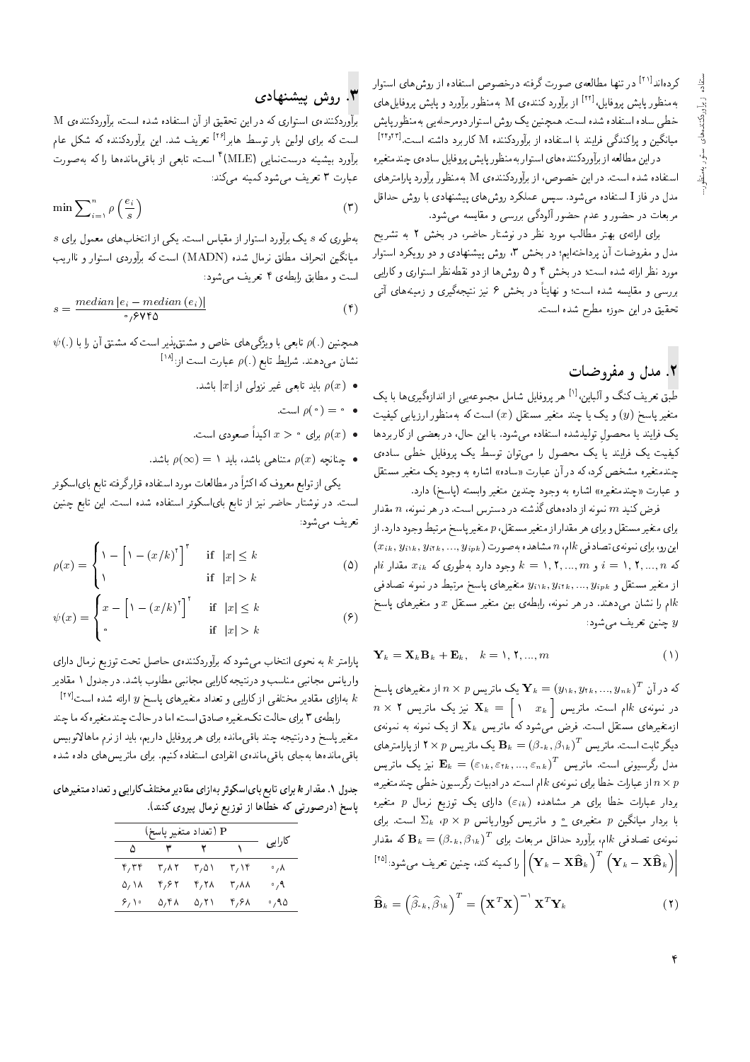کرده‌اند[21] در تنها مطالعه‌ی صورت گرفته درخصوص استفاده از روش‌های استوار به‌منظور پایش پروفایل،[22] از برآورد کننده‌ی M به‌منظور برآورد و پایش پروفایل‌های خطی ساده استفاده شده است. همچنین یک روش استوار دومرحله‌یی به‌منظور پایش میانگین و پراکندگی فرایند با استفاده از برآوردکننده M کاربرد داشته است.[23,24]

در این مطالعه از برآوردکننده‌های استوار به‌منظور پایش پروفایل ساده‌ی چندمتغیره استفاده شده است. در این خصوص، از برآوردکننده‌ی M به‌منظور برآورد پارامترهای مدل در فاز I استفاده می‌شود. سپس عملکرد روش‌های پیشنهادی با روش حداقل مربعات در حضور و عدم حضور آلودگی بررسی و مقایسه می‌شود.

برای ارائه‌ی بهتر مطالب مورد نظر در نوشتار حاضر، در بخش ۲ به تشریح مدل و مفروضات آن پرداخته‌ایم؛ در بخش ۳، روش پیشنهادی و دو رویکرد استوار مورد نظر ارائه شده است؛ در بخش ۴ و ۵ روش‌ها از دو نقطه‌نظر استواری و کارایی بررسی و مقایسه شده است؛ و نهایتاً در بخش ۶ نیز نتیجه‌گیری و زمینه‌های آتی تحقیق در این حوزه مطرح شده است.

## ۲. مدل و مفروضات

طبق تعریف کنگ و آلباین،[1] هر پروفایل شامل مجموعه‌یی از اندازه‌گیری‌ها با یک متغیر پاسخ ($y$) و یک یا چند متغیر مستقل ($x$) است که به‌منظور ارزیابی کیفیت یک فرایند یا محصول تولیدشده استفاده می‌شود. با این حال، در بعضی از کاربردها کیفیت یک فرایند یا یک محصول را می‌توان توسط یک پروفایل خطی ساده‌ی چندمتغیره مشخص کرد، که در آن عبارت «ساده» اشاره به وجود یک متغیر مستقل و عبارت «چندمتغیره» اشاره به وجود چندین متغیر وابسته (پاسخ) دارد.

فرض کنید $m$ نمونه از داده‌های گذشته در دسترس است. در هر نمونه، $n$ مقدار برای متغیر مستقل و برای هر مقدار از متغیر مستقل، $p$ متغیر پاسخ مرتبط وجود دارد. از این رو، برای نمونه‌ی تصادفی $k$ام، $n$ مشاهده به‌صورت $(x_{ik}, y_{i1k}, y_{i2k}, ..., y_{ipk})$ که $i = 1, 2, ..., n$ و $k = 1, 2, ..., m$ وجود دارد به‌طوری که $x_{ik}$ مقدار $i$ام از متغیر مستقل و $y_{i1k}, y_{i2k}, ..., y_{ipk}$ متغیرهای پاسخ مرتبط در نمونه تصادفی $k$ام را نشان می‌دهند. در هر نمونه، رابطه‌ی بین متغیر مستقل $x$ و متغیرهای پاسخ $y$ چنین تعریف می‌شود:

$$\mathbf{Y}_k = \mathbf{X}_k \mathbf{B}_k + \mathbf{E}_k, \quad k = 1, 2, ..., m \tag{1}$$

که در آن $\mathbf{Y}_k = (y_{1k}, y_{2k}, ..., y_{nk})^T$ یک ماتریس $n \times p$ از متغیرهای پاسخ در نمونه‌ی $k$ام است. ماتریس $\mathbf{X}_k = \begin{bmatrix} 1 & x_k \end{bmatrix}$ نیز یک ماتریس $n \times 2$ ازمتغیرهای مستقل است. فرض می‌شود که ماتریس $\mathbf{X}_k$ از یک نمونه به نمونه‌ی دیگر ثابت است. ماتریس $\mathbf{B}_k = (\beta_{0k}, \beta_{1k})^T$ یک ماتریس $2 \times p$ از پارامترهای مدل رگرسیونی است. ماتریس $\mathbf{E}_k = (\varepsilon_{1k}, \varepsilon_{2k}, ..., \varepsilon_{nk})^T$ نیز یک ماتریس $n \times p$ از عبارات خطا برای نمونه‌ی $k$ام است. در ادبیات رگرسیون خطی چندمتغیره، بردار عبارات خطا برای هر مشاهده ($\varepsilon_{ik}$) دارای یک توزیع نرمال $p$ متغیره با بردار میانگین $p$ متغیره‌ی $0$، $p \times p$ و ماتریس کوواریانس $\Sigma_k$ است. برای نمونه‌ی تصادفی $k$ام، برآورد حداقل مربعات برای $\mathbf{B}_k = (\beta_{0k}, \beta_{1k})^T$ که مقدار $\left|\left(\mathbf{Y}_k - \mathbf{X}\widehat{\mathbf{B}}_k\right)^T \left(\mathbf{Y}_k - \mathbf{X}\widehat{\mathbf{B}}_k\right)\right|$ را کمینه کند، چنین تعریف می‌شود:[25]

$$\widehat{\mathbf{B}}_k = \left(\widehat{\beta}_{0k}, \widehat{\beta}_{1k}\right)^T = \left(\mathbf{X}^T\mathbf{X}\right)^{-1} \mathbf{X}^T\mathbf{Y}_k \tag{2}$$

## ۳. روش پیشنهادی

برآوردکننده‌ی استواری که در این تحقیق از آن استفاده شده است، برآوردکننده‌ی M است که برای اولین بار توسط هابر[26] تعریف شد. این برآوردکننده که شکل عام برآورد بیشینه درست‌نمایی (MLE)[4] است، تابعی از باقی‌مانده‌ها را که به‌صورت عبارت ۳ تعریف می‌شود کمینه می‌کند:

$$\min \sum_{i=1}^{n} \rho\left(\frac{e_i}{s}\right) \tag{3}$$

به‌طوری که $s$ یک برآورد استوار از مقیاس است. یکی از انتخاب‌های معمول برای $s$ میانگین انحراف مطلق نرمال شده (MADN) است که برآوردی استوار و نااریب است و مطابق رابطه‌ی ۴ تعریف می‌شود:

$$s = \frac{median\left|e_i - median\left(e_i\right)\right|}{0.6745} \tag{4}$$

همچنین $\rho(.)$ تابعی با ویژگی‌های خاص و مشتق‌پذیر است که مشتق آن را با $\psi(.)$ نشان می‌دهند. شرایط تابع $\rho(.)$ عبارت است از:[18]

- $\rho(x)$ باید تابعی غیر نزولی از $|x|$ باشد.
- $\rho(0) = 0$ است.
- $\rho(x)$ برای $x > 0$ اکیداً صعودی است.
- چنانچه $\rho(x)$ متناهی باشد، باید $\rho(\infty) = 1$ باشد.

یکی از توابع معروف که اکثراً در مطالعات مورد استفاده قرارگرفته تابع بای‌اسکوئر است. در نوشتار حاضر نیز از تابع بای‌اسکوئر استفاده شده است. این تابع چنین تعریف می‌شود:

$$\rho(x) = \begin{cases} 1 - \left[1 - (x/k)^2\right]^3 & \text{if } |x| \le k \\ 1 & \text{if } |x| > k \end{cases} \tag{5}$$

$$\psi(x) = \begin{cases} x - \left[1 - (x/k)^2\right]^2 & \text{if } |x| \le k \\ 0 & \text{if } |x| > k \end{cases} \tag{6}$$

پارامتر $k$ به نحوی انتخاب می‌شود که برآوردکننده‌ی حاصل تحت توزیع نرمال دارای واریانس مجانبی مناسب و درنتیجه کارایی مجانبی مطلوب باشد. در جدول ۱ مقادیر $k$ به‌ازای مقادیر مختلفی از کارایی و تعداد متغیرهای پاسخ $y$ ارائه شده است.[27]

رابطه‌ی ۳ برای حالت تک‌متغیره صادق است، اما در حالت چندمتغیره که ما چند متغیر پاسخ و درنتیجه چند باقی‌مانده برای هر پروفایل داریم، باید از نرم ماهالانوبیس باقی‌مانده‌ها به‌جای باقی‌مانده‌ی انفرادی استفاده کنیم. برای ماتریس‌های داده شده

جدول ۱. مقدار $k$ برای تابع بای‌اسکوئر به‌ازای مقادیر مختلف کارایی و تعداد متغیرهای پاسخ (درصورتی که خطاها از توزیع نرمال پیروی کنند).

| کارایی | P (تعداد متغیر پاسخ) | | | |
|---|---|---|---|---|
| | ۱ | ۲ | ۳ | ۵ |
| ۰٫۸ | ۳٫۱۴ | ۳٫۵۱ | ۳٫۸۲ | ۴٫۳۴ |
| ۰٫۹ | ۳٫۸۸ | ۴٫۲۸ | ۴٫۶۲ | ۵٫۱۸ |
| ۰٫۹۵ | ۴٫۶۸ | ۵٫۲۱ | ۵٫۴۸ | ۶٫۱۰ |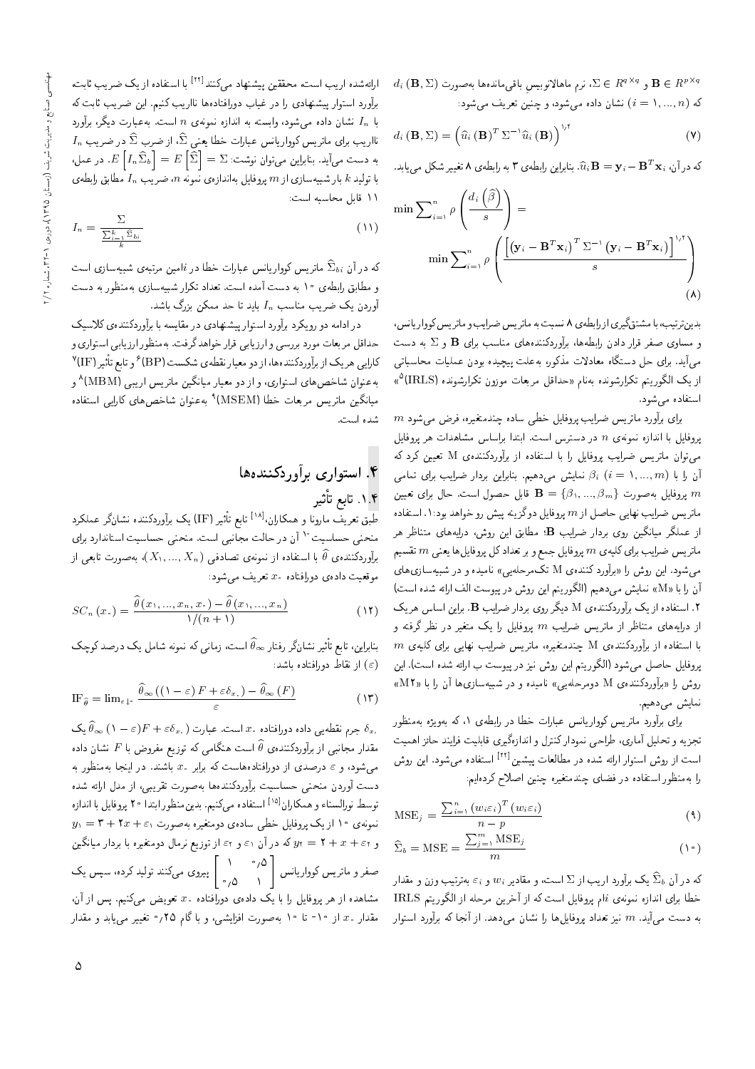$\mathbf{B} \in R^{p\times q}$ و $\Sigma \in R^{q\times q}$، نرم ماهالانوبیس باقی‌مانده‌ها به‌صورت $d_i\left(\mathbf{B},\Sigma\right)$ که ($i=1,...,n$) نشان داده می‌شود، و چنین تعریف می‌شود:

$$d_i\left(\mathbf{B},\Sigma\right)=\left(\widehat{u}_i\left(\mathbf{B}\right)^T\Sigma^{-1}\widehat{u}_i\left(\mathbf{B}\right)\right)^{1/2} \tag{7}$$

که در آن، $\widehat{u}_i\mathbf{B}=\mathbf{y}_i-\mathbf{B}^T\mathbf{x}_i$. بنابراین رابطه‌ی ۳ به رابطه‌ی ۸ تغییر شکل می‌یابد.

$$\min\sum_{i=1}^{n}\rho\left(\frac{d_i\left(\widehat{\beta}\right)}{s}\right)=\min\sum_{i=1}^{n}\rho\left(\frac{\left[\left(\mathbf{y}_i-\mathbf{B}^T\mathbf{x}_i\right)^T\Sigma^{-1}\left(\mathbf{y}_i-\mathbf{B}^T\mathbf{x}_i\right)\right]^{1/2}}{s}\right) \tag{8}$$

بدین‌ترتیب، با مشتق‌گیری از رابطه‌ی ۸ نسبت به ماتریس ضرایب و ماتریس کوواریانس، و مساوی صفر قرار دادن رابطه‌ها، برآوردکننده‌های مناسب برای $\mathbf{B}$ و $\Sigma$ به دست می‌آید. برای حل دستگاه معادلات مذکور، به‌علت پیچیده بودن عملیات محاسباتی از یک الگوریتم تکرارشونده به‌نام «حداقل مربعات موزون تکرارشونده (IRLS)[5]» استفاده می‌شود.

برای برآورد ماتریس ضرایب پروفایل خطی ساده چندمتغیره، فرض می‌شود $m$ پروفایل با اندازه نمونه‌ی $n$ در دسترس است. ابتدا براساس مشاهدات هر پروفایل می‌توان ماتریس ضرایب پروفایل را با استفاده از برآوردکننده‌ی M تعیین کرد که آن را با $\beta_i$ ($i=1,...,m$) نمایش می‌دهیم. بنابراین بردار ضرایب برای تمامی $m$ پروفایل به‌صورت $\mathbf{B}=\{\beta_1,...,\beta_m\}$ قابل حصول است. حال برای تعیین ماتریس ضرایب نهایی حاصل از $m$ پروفایل دوگزینه پیش رو خواهد بود: ۱. استفاده از عملگر میانگین روی بردار ضرایب $\mathbf{B}$؛ مطابق این روش، درایه‌های متناظر هر ماتریس ضرایب برای کلیه‌ی $m$ پروفایل جمع و بر تعداد کل پروفایل‌ها یعنی $m$ تقسیم می‌شود. این روش را «برآورد کننده‌ی M تک‌مرحله‌یی» نامیده و در شبیه‌سازی‌های آن را با «M۱» نمایش می‌دهیم (الگوریتم این روش در پیوست الف ارائه شده است) ۲. استفاده از یک برآوردکننده‌ی M دیگر روی بردار ضرایب $\mathbf{B}$. براین اساس هریک از درایه‌های متناظر از ماتریس ضرایب $m$ پروفایل را یک متغیر در نظر گرفته و با استفاده از برآوردکننده‌ی M چندمتغیره، ماتریس ضرایب نهایی برای کلیه‌ی $m$ پروفایل حاصل می‌شود (الگوریتم این روش نیز در پیوست ب ارائه شده است). این روش را «برآوردکننده‌ی M دومرحله‌یی» نامیده و در شبیه‌سازی‌ها آن را با «M۲» نمایش می‌دهیم.

برای برآورد ماتریس کوواریانس عبارات خطا در رابطه‌ی ۱، که به‌ویژه به‌منظور تجزیه و تحلیل آماری، طراحی نمودار کنترل و اندازه‌گیری قابلیت فرایند حائز اهمیت است از روش استوار ارائه شده در مطالعات پیشین[22] استفاده می‌شود. این روش را به‌منظور استفاده در فضای چندمتغیره چنین اصلاح کرده‌ایم:

$$\mathrm{MSE}_j=\frac{\sum_{i=1}^{n}\left(w_i\varepsilon_i\right)^T\left(w_i\varepsilon_i\right)}{n-p} \tag{9}$$

$$\widehat{\Sigma}_b=\mathrm{MSE}=\frac{\sum_{j=1}^{m}\mathrm{MSE}_j}{m} \tag{10}$$

که در آن $\widehat{\Sigma}_b$ یک برآورد اریب از $\Sigma$ است، و مقادیر $w_i$ و $\varepsilon_i$ به‌ترتیب وزن و مقدار خطا برای اندازه نمونه‌ی $i$ام پروفایل است که از آخرین مرحله از الگوریتم IRLS به دست می‌آید. $m$ نیز تعداد پروفایل‌ها را نشان می‌دهد. از آنجا که برآورد استوار ارائه‌شده اریب است، محققین پیشنهاد می‌کنند[22] با استفاده از یک ضریب ثابت، برآورد استوار پیشنهادی را در غیاب دورافتاده‌ها ناریب کنیم. این ضریب ثابت که با $I_n$ نشان داده می‌شود، وابسته به اندازه نمونه‌ی $n$ است. به‌عبارت دیگر، برآورد ناریب برای ماتریس کوواریانس عبارات خطا یعنی $\widehat{\Sigma}$، از ضرب $\widehat{\Sigma}$ در ضریب $I_n$ به دست می‌آید. بنابراین می‌توان نوشت: $E\left[I_n\widehat{\Sigma}_b\right]=E\left[\widehat{\Sigma}\right]=\Sigma$. در عمل، با تولید $k$ بار شبیه‌سازی از $m$ پروفایل به‌اندازه‌ی نمونه $n$، ضریب $I_n$ مطابق رابطه‌ی ۱۱ قابل محاسبه است:

$$I_n=\frac{\Sigma}{\frac{\sum_{i=1}^{k}\widehat{\Sigma}_{bi}}{k}} \tag{11}$$

که در آن $\widehat{\Sigma}_{bi}$ ماتریس کوواریانس عبارات خطا در $i$امین مرتبه‌ی شبیه‌سازی است و مطابق رابطه‌ی ۱۰ به دست آمده است. تعداد تکرار شبیه‌سازی به‌منظور به دست آوردن یک ضریب مناسب $I_n$ باید تا حد ممکن بزرگ باشد.

در ادامه دو رویکرد برآورد استوار پیشنهادی در مقایسه با برآوردکننده‌ی کلاسیک حداقل مربعات مورد بررسی و ارزیابی قرار خواهد گرفت. به‌منظور ارزیابی استواری و کارایی هریک از برآوردکننده‌ها، از دو معیار نقطه‌ی شکست (BP)[6] و تابع تأثیر (IF)[7] به‌عنوان شاخص‌های استواری، و از دو معیار میانگین ماتریس اریبی (MBM)[8] و میانگین ماتریس مربعات خطا (MSEM)[9] به‌عنوان شاخص‌های کارایی استفاده شده است.

## ۴. استواری برآوردکننده‌ها

### ۱.۴. تابع تأثیر

طبق تعریف مارونا و همکاران،[18] تابع تأثیر (IF) یک برآوردکننده نشانگر عملکرد منحنی حساسیت[10] آن در حالت مجانبی است. منحنی حساسیت استاندارد برای برآوردکننده‌ی $\widehat{\theta}$ با استفاده از نمونه‌ی تصادفی $(X_1,...,X_n)$، به‌صورت تابعی از موقعیت داده‌ی دورافتاده $x_0$ تعریف می‌شود:

$$SC_n\left(x_0\right)=\frac{\widehat{\theta}\left(x_1,...,x_n,x_0\right)-\widehat{\theta}\left(x_1,...,x_n\right)}{1/(n+1)} \tag{12}$$

بنابراین، تابع تأثیر نشانگر رفتار $\widehat{\theta}_\infty$ است، زمانی که نمونه شامل یک درصد کوچک ($\varepsilon$) از نقاط دورافتاده باشد:

$$\mathrm{IF}_{\widehat{\theta}}=\lim_{\varepsilon\downarrow 0}\frac{\widehat{\theta}_\infty\left((1-\varepsilon)F+\varepsilon\delta_{x_0}\right)-\widehat{\theta}_\infty\left(F\right)}{\varepsilon} \tag{13}$$

$\delta_{x_0}$ جرم نقطه‌یی داده دورافتاده $x_0$ است. عبارت $\widehat{\theta}_\infty\left((1-\varepsilon)F+\varepsilon\delta_{x_0}\right)$ یک مقدار مجانبی از برآوردکننده‌ی $\widehat{\theta}$ است هنگامی که توزیع مفروض با $F$ نشان داده می‌شود، و $\varepsilon$ درصدی از دورافتاده‌هاست که برابر $x_0$ باشند. در اینجا به‌منظور به دست آوردن منحنی حساسیت برآوردکننده‌ها به‌صورت تقریبی، از مدل ارائه شده توسط نورالسناء و همکاران[15] استفاده می‌کنیم. بدین‌منظور ابتدا ۲۰ پروفایل با اندازه نمونه‌ی ۱۰ از یک پروفایل خطی ساده‌ی دومتغیره به‌صورت $y_1=3+2x+\varepsilon_1$ و $y_2=2+x+\varepsilon_2$ که در آن $\varepsilon_1$ و $\varepsilon_2$ از توزیع نرمال دومتغیره با بردار میانگین صفر و ماتریس کوواریانس $\begin{bmatrix}1 & 0/5\\ 0/5 & 1\end{bmatrix}$ پیروی می‌کنند تولید کرده، سپس یک مشاهده از هر پروفایل را با یک داده‌ی دورافتاده $x_0$ تعویض می‌کنیم. پس از آن، مقدار $x_0$ از ۱۰- تا ۱۰ به‌صورت افزایشی، و با گام ۰٫۲۵ تغییر می‌یابد و مقدار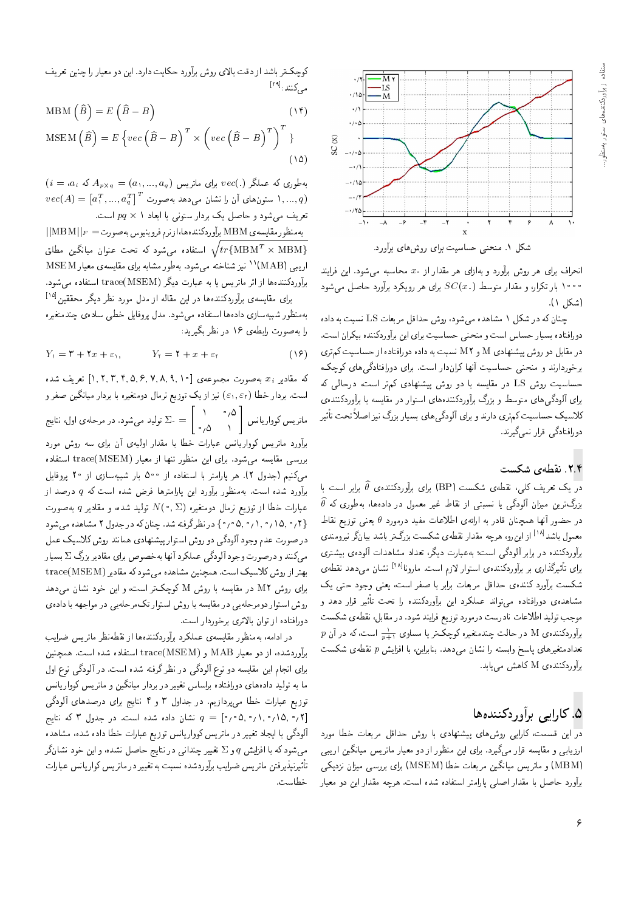شکل ۱. منحنی حساسیت برای روش‌های برآورد.

انحراف برای هر روش برآورد و به‌ازای هر مقدار از $x_0$ محاسبه می‌شود. این فرایند ۱۰۰۰ بار تکرار، و مقدار متوسط $SC(x_0)$ برای هر رویکرد برآورد حاصل می‌شود (شکل ۱).

چنان که در شکل ۱ مشاهده می‌شود، روش حداقل مربعات LS نسبت به داده دورافتاده بسیار حساس است و منحنی حساسیت برای این برآوردکننده بیکران است. در مقابل دو روش پیشنهادی M و M۲ نسبت به داده دورافتاده از حساسیت کم‌تری برخوردارند و منحنی حساسیت آنها کران‌دار است. برای دورافتادگی‌های کوچک، حساسیت روش LS در مقایسه با دو روش پیشنهادی کم‌تر است، درحالی که برای آلودگی‌های متوسط و بزرگ برآوردکننده‌های استوار در مقایسه با برآوردکننده‌ی کلاسیک حساسیت کم‌تری دارند و برای آلودگی‌های بسیار بزرگ نیز اصلاً تحت تأثیر دورافتادگی قرار نمی‌گیرند.

## ۲.۴. نقطه‌ی شکست

در یک تعریف کلی، نقطه‌ی شکست (BP) برای برآوردکننده‌ی $\widehat{\theta}$ برابر است با بزرگ‌ترین میزان آلودگی یا نسبتی از نقاط غیر معمول در داده‌ها، به‌طوری که $\widehat{\theta}$ در حضور آنها همچنان قادر به ارائه‌ی اطلاعات مفید درمورد $\theta$ یعنی توزیع نقاط معمول باشد.[18] از این رو، هرچه مقدار نقطه‌ی شکست بزرگ‌تر باشد بیانگر نیرومندی برآوردکننده در برابر آلودگی است؛ به‌عبارت دیگر، تعداد مشاهدات آلوده‌ی بیشتری برای تأثیرگذاری بر برآوردکننده‌ی استوار لازم است. مارونا[28] نشان می‌دهد نقطه‌ی شکست برآورد کننده‌ی حداقل مربعات برابر با صفر است، یعنی وجود حتی یک مشاهده‌ی دورافتاده می‌تواند عملکرد این برآوردکننده را تحت تأثیر قرار دهد و موجب تولید اطلاعات نادرست درمورد توزیع فرایند شود. در مقابل، نقطه‌ی شکست برآوردکننده‌ی M در حالت چندمتغیره کوچک‌تر یا مساوی $\frac{1}{p+1}$ است، که در آن $p$ تعداد متغیرهای پاسخ وابسته را نشان می‌دهد. بنابراین، با افزایش $p$ نقطه‌ی شکست برآوردکننده‌ی M کاهش می‌یابد.

# ۵. کارایی برآوردکننده‌ها

در این قسمت، کارایی روش‌های پیشنهادی با روش حداقل مربعات خطا مورد ارزیابی و مقایسه قرار می‌گیرد. برای این منظور از دو معیار ماتریس میانگین اریبی (MBM) و ماتریس میانگین مربعات خطا (MSEM) برای بررسی میزان نزدیکی برآورد حاصل با مقدار اصلی پارامتر استفاده شده است. هرچه مقدار این دو معیار کوچک‌تر باشد از دقت بالای روش برآورد حکایت دارد. این دو معیار را چنین تعریف می‌کنند:[29]

$$\text{MBM}\left(\widehat{B}\right) = E\left(\widehat{B} - B\right) \tag{14}$$

$$\text{MSEM}\left(\widehat{B}\right) = E\left\{vec\left(\widehat{B} - B\right)^T \times \left(vec\left(\widehat{B} - B\right)^T\right)^T\right\} \tag{15}$$

به‌طوری که عملگر $vec(.)$ برای ماتریس $A_{p\times q} = (a_1, ..., a_q)$ که $a_i$ ($i = 1, ..., q$) ستون‌های آن را نشان می‌دهد به‌صورت $vec(A) = \left[a_1^T, ..., a_q^T\right]^T$ تعریف می‌شود و حاصل یک بردار ستونی با ابعاد $pq \times 1$ است.

به‌منظور مقایسه‌ی MBM برآوردکننده‌ها، از نرم فروبنیوس به‌صورت $= \|\text{MBM}\|_F$ $\sqrt{tr\{\text{MBM}^T \times \text{MBM}\}}$ استفاده می‌شود که تحت عنوان میانگین مطلق اریبی (MAB)[11] نیز شناخته می‌شود. به‌طور مشابه برای مقایسه‌ی معیار MSEM برآوردکننده‌ها از اثر ماتریس یا به عبارت دیگر trace(MSEM) استفاده می‌شود.

برای مقایسه‌ی برآوردکننده‌ها در این مقاله از مدل مورد نظر دیگر محققین[15] به‌منظور شبیه‌سازی داده‌ها استفاده می‌شود. مدل پروفایل خطی ساده‌ی چندمتغیره را به‌صورت رابطه‌ی ۱۶ در نظر بگیرید:

$$Y_1 = 3 + 2x + \varepsilon_1, \qquad Y_2 = 2 + x + \varepsilon_2 \tag{16}$$

که مقادیر $x_i$ به‌صورت مجموعه‌ی $[1, 2, 3, 4, 5, 6, 7, 8, 9, 10]$ تعریف شده است. بردار خطا $(\varepsilon_1, \varepsilon_2)$ نیز از یک توزیع نرمال دومتغیره با بردار میانگین صفر و ماتریس کوواریانس $\Sigma_0 = \begin{bmatrix} 1 & 0/5 \\ 0/5 & 1 \end{bmatrix}$ تولید می‌شود. در مرحله‌ی اول، نتایج برآورد ماتریس کوواریانس عبارات خطا با مقدار اولیه‌ی آن برای سه روش مورد بررسی مقایسه می‌شود. برای این منظور تنها از معیار trace(MSEM) استفاده می‌کنیم (جدول ۲). هر پارامتر با استفاده از ۵۰۰ بار شبیه‌سازی از ۲۰ پروفایل برآورد شده است. به‌منظور برآورد این پارامترها فرض شده است که $q$ درصد از عبارات خطا از توزیع نرمال دومتغیره $N(0, \Sigma)$ تولید شده، و مقادیر $q$ به‌صورت $\{0/2, 0/15, 0/1, 0/05\}$ در نظر گرفته شد. چنان که در جدول ۲ مشاهده می‌شود در صورت عدم وجود آلودگی دو روش استوار پیشنهادی همانند روش کلاسیک عمل می‌کنند و در صورت وجود آلودگی عملکرد آنها به‌خصوص برای مقادیر بزرگ $\Sigma$ بسیار بهتر از روش کلاسیک است. همچنین مشاهده می‌شود که مقادیر trace(MSEM) برای روش M۲ در مقایسه با روش M کوچک‌تر است، و این خود نشان می‌دهد روش استوار دومرحله‌یی در مقایسه با روش استوار تک‌مرحله‌یی در مواجهه با داده‌ی دورافتاده از توان بالاتری برخوردار است.

در ادامه، به‌منظور مقایسه‌ی عملکرد برآوردکننده‌ها از نقطه‌نظر ماتریس ضرایب برآوردشده، از دو معیار MAB و trace(MSEM) استفاده شده است. همچنین برای انجام این مقایسه دو نوع آلودگی در نظر گرفته شده است. در آلودگی نوع اول ما به تولید داده‌های دورافتاده براساس تغییر در بردار میانگین و ماتریس کوواریانس توزیع عبارات خطا می‌پردازیم. در جداول ۳ و ۴ نتایج برای درصدهای آلودگی $q = [0/05, 0/1, 0/15, 0/2]$ نشان داده شده است. در جدول ۳ که نتایج آلودگی با ایجاد تغییر در ماتریس کوواریانس توزیع عبارات خطا داده شده، مشاهده می‌شود که با افزایش $q$ و $\Sigma$ تغییر چندانی در نتایج حاصل نشده، و این خود نشان‌گر تأثیرناپذیرفتن ماتریس ضرایب برآوردشده نسبت به تغییر در ماتریس کواریانس عبارات خطاست.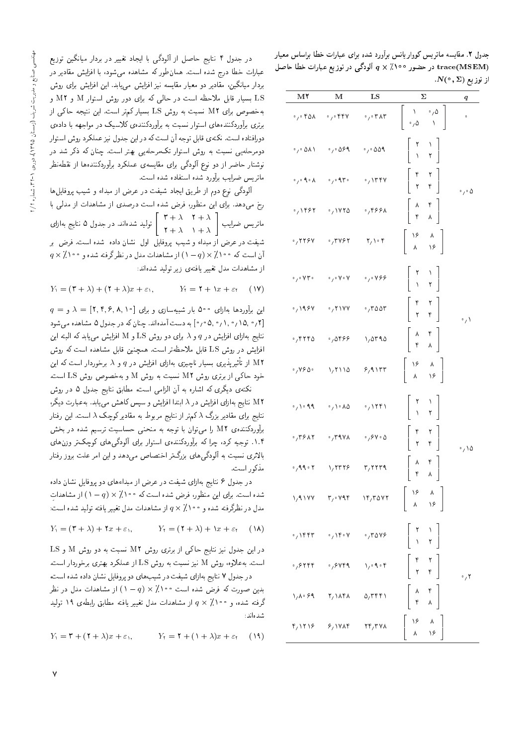جدول ۲. مقایسه ماتریس کوواریانس برآورد شده برای عبارات خطا براساس معیار trace(MSEM) در حضور $q \times 100\%$ آلودگی در توزیع عبارات خطا حاصل از توزیع $N(0, \Sigma)$.

| $q$ | $\Sigma$ | LS | M | M۲ |
|---|---|---|---|---|
| ۰ | $\begin{bmatrix} 1 & 0.5 \\ 0.5 & 1 \end{bmatrix}$ | ۰٫۰۳۸۳ | ۰٫۰۴۴۷ | ۰٫۰۴۵۸ |
| ۰٫۰۵ | $\begin{bmatrix} 2 & 1 \\ 1 & 2 \end{bmatrix}$ | ۰٫۰۵۵۹ | ۰٫۰۵۶۹ | ۰٫۰۵۸۱ |
| | $\begin{bmatrix} 4 & 2 \\ 2 & 4 \end{bmatrix}$ | ۰٫۱۳۴۷ | ۰٫۰۹۳۰ | ۰٫۰۹۰۸ |
| | $\begin{bmatrix} 8 & 4 \\ 4 & 8 \end{bmatrix}$ | ۰٫۴۶۶۸ | ۰٫۱۷۲۵ | ۰٫۱۴۶۲ |
| | $\begin{bmatrix} 16 & 8 \\ 8 & 16 \end{bmatrix}$ | ۲٫۱۰۴ | ۰٫۳۷۶۲ | ۰٫۲۲۶۷ |
| ۰٫۱ | $\begin{bmatrix} 2 & 1 \\ 1 & 2 \end{bmatrix}$ | ۰٫۰۷۶۶ | ۰٫۰۷۰۷ | ۰٫۰۷۳۰ |
| | $\begin{bmatrix} 4 & 2 \\ 2 & 4 \end{bmatrix}$ | ۰٫۳۵۵۳ | ۰٫۲۱۷۷ | ۰٫۱۹۶۷ |
| | $\begin{bmatrix} 8 & 4 \\ 4 & 8 \end{bmatrix}$ | ۱٫۵۳۹۵ | ۰٫۵۴۶۶ | ۰٫۴۲۴۵ |
| | $\begin{bmatrix} 16 & 8 \\ 8 & 16 \end{bmatrix}$ | ۶٫۹۱۳۳ | ۱٫۲۱۱۵ | ۰٫۷۶۵۰ |
| ۰٫۱۵ | $\begin{bmatrix} 2 & 1 \\ 1 & 2 \end{bmatrix}$ | ۰٫۱۲۴۱ | ۰٫۱۰۸۵ | ۰٫۱۰۹۹ |
| | $\begin{bmatrix} 4 & 2 \\ 2 & 4 \end{bmatrix}$ | ۰٫۶۷۰۵ | ۰٫۳۹۷۸ | ۰٫۳۶۸۲ |
| | $\begin{bmatrix} 8 & 4 \\ 4 & 8 \end{bmatrix}$ | ۳٫۲۲۳۹ | ۱٫۲۳۲۶ | ۰٫۹۹۰۲ |
| | $\begin{bmatrix} 16 & 8 \\ 8 & 16 \end{bmatrix}$ | ۱۴٫۳۵۷۲ | ۳٫۰۷۹۴ | ۱٫۹۱۷۷ |
| ۰٫۲ | $\begin{bmatrix} 2 & 1 \\ 1 & 2 \end{bmatrix}$ | ۰٫۳۵۷۶ | ۰٫۱۴۰۷ | ۰٫۱۴۴۳ |
| | $\begin{bmatrix} 4 & 2 \\ 2 & 4 \end{bmatrix}$ | ۱٫۰۹۰۴ | ۰٫۶۷۴۹ | ۰٫۶۲۴۴ |
| | $\begin{bmatrix} 8 & 4 \\ 4 & 8 \end{bmatrix}$ | ۵٫۳۴۴۱ | ۲٫۱۸۴۸ | ۱٫۸۰۶۹ |
| | $\begin{bmatrix} 16 & 8 \\ 8 & 16 \end{bmatrix}$ | ۲۴٫۳۷۸ | ۶٫۱۷۸۴ | ۴٫۱۲۱۶ |

در جدول ۴ نتایج حاصل از آلودگی با ایجاد تغییر در بردار میانگین توزیع عبارات خطا درج شده است. همان‌طور که مشاهده می‌شود، با افزایش مقادیر در بردار میانگین، مقادیر دو معیار مقایسه نیز افزایش می‌یابد. این افزایش برای روش LS بسیار قابل ملاحظه است در حالی که برای دو روش استوار M و M۲ و به‌خصوص برای M۲ نسبت به روش LS بسیار کم‌تر است. این نتیجه حاکی از برتری برآوردکننده‌های استوار نسبت به برآوردکننده‌ی کلاسیک در مواجهه با داده‌ی دورافتاده است. نکته‌ی قابل توجه آن است که در این جدول نیز عملکرد روش استوار دومرحله‌یی نسبت به روش استوار تک‌مرحله‌یی بهتر است. چنان که ذکر شد در نوشتار حاضر از دو نوع آلودگی برای مقایسه‌ی عملکرد برآوردکننده‌ها از نقطه‌نظر ماتریس ضرایب برآورد شده استفاده شده است.

آلودگی نوع دوم از طریق ایجاد شیفت در عرض از مبداء و شیب پروفایل‌ها رخ می‌دهد. برای این منظور، فرض شده است درصدی از مشاهدات از مدلی با ماتریس ضرایب $\begin{bmatrix} 3+\lambda & 2+\lambda \\ 2+\lambda & 1+\lambda \end{bmatrix}$ تولید شده‌اند. در جدول ۵ نتایج به‌ازای شیفت در عرض از مبداء و شیب پروفایل اول نشان داده شده است. فرض بر آن است که $(1-q) \times 100\%$ از مشاهدات مدل در نظرگرفته شده و $q \times 100\%$ از مشاهدات مدل تغییر یافته‌ی زیر تولید شده‌اند:

$$Y_1 = (3+\lambda) + (2+\lambda)x + \varepsilon_1, \qquad Y_2 = 2 + 1x + \varepsilon_2 \quad (17)$$

این برآوردها به‌ازای ۵۰۰ بار شبیه‌سازی و برای $\lambda = [2, 4, 6, 8, 10]$ و $q = [0.2, 0.15, 0.1, 0.05]$ به دست آمده‌اند. چنان که در جدول ۵ مشاهده می‌شود نتایج به‌ازای افزایش در $q$ و $\lambda$ برای دو روش LS و M افزایش می‌یابد که البته این افزایش در روش LS قابل ملاحظه‌تر است. همچنین قابل مشاهده است که روش M۲ از تأثیرپذیری بسیار ناچیزی به‌ازای افزایش در $q$ و $\lambda$ برخوردار است که این خود حاکی از برتری روش M۲ نسبت به روش M و به‌خصوص روش LS است.

نکته‌ی دیگری که اشاره به آن الزامی است، مطابق نتایج جدول ۵ در روش M۲ نتایج به‌ازای افزایش در $\lambda$ ابتدا افزایش و سپس کاهش می‌یابد. به‌عبارت دیگر، نتایج برای مقادیر بزرگ $\lambda$ کم‌تر از نتایج مربوط به مقادیر کوچک $\lambda$ است. این رفتار برآوردکننده‌ی M۲ را می‌توان با توجه به منحنی حساسیت ترسیم شده در بخش ۱.۴. توجیه کرد، چرا که برآوردکننده‌ی استوار برای آلودگی‌های کوچک‌تر وزن‌های بالاتری نسبت به آلودگی‌های بزرگ‌تر اختصاص می‌دهد و این امر علت بروز رفتار مذکور است.

در جدول ۶ نتایج به‌ازای شیفت در عرض از مبداءهای دو پروفایل نشان داده شده است. برای این منظور، فرض شده است که $(1-q) \times 100\%$ از مشاهدات مدل در نظرگرفته شده و $q \times 100\%$ از مشاهدات مدل تغییر یافته تولید شده است:

$$Y_1 = (3+\lambda) + 2x + \varepsilon_1, \qquad Y_2 = (2+\lambda) + 1x + \varepsilon_2 \quad (18)$$

در این جدول نیز نتایج حاکی از برتری روش M۲ نسبت به دو روش M و LS است. به‌علاوه، روش M نیز نسبت به روش LS از عملکرد بهتری برخوردار است.

در جدول ۷ نتایج به‌ازای شیفت در شیب‌های دو پروفایل نشان داده شده است. بدین صورت که فرض شده است $(1-q) \times 100\%$ از مشاهدات مدل در نظر گرفته شده، و $q \times 100\%$ از مشاهدات مدل تغییر یافته مطابق رابطه‌ی ۱۹ تولید شده‌اند:

$$Y_1 = 3 + (2+\lambda)x + \varepsilon_1, \qquad Y_2 = 2 + (1+\lambda)x + \varepsilon_2 \quad (19)$$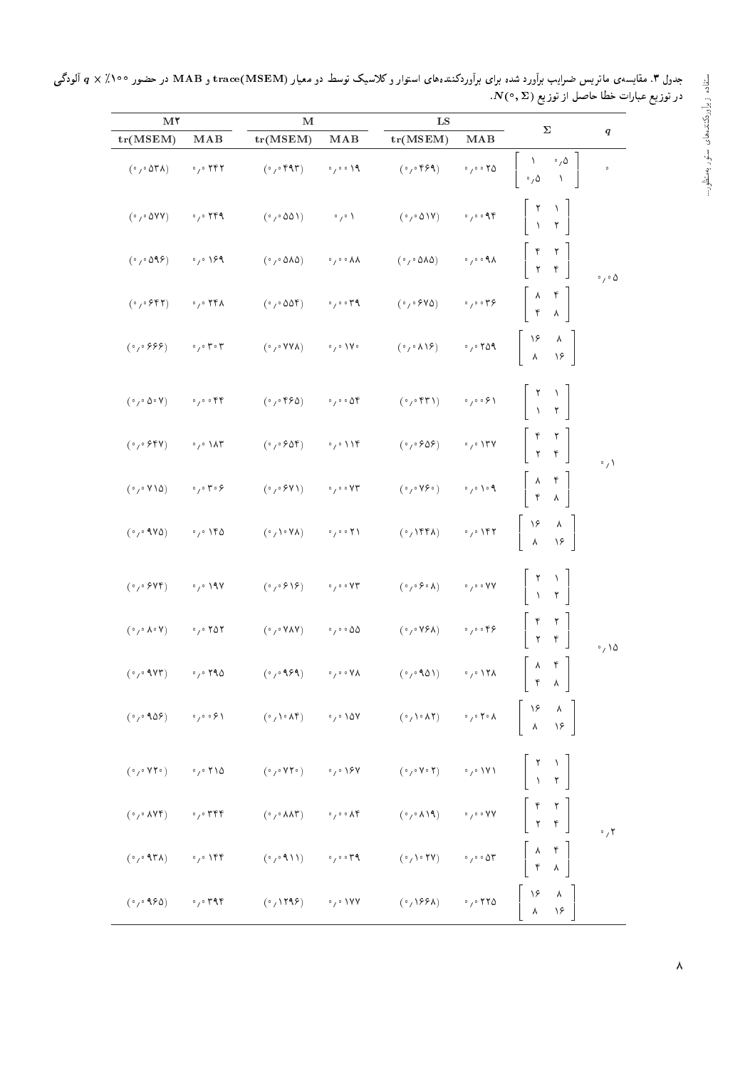جدول ۳. مقایسه‌ی ماتریس ضرایب برآورد شده برای برآوردکننده‌های استوار و کلاسیک توسط دو معیار trace(MSEM) و MAB در حضور $q \times$ ۱۰۰٪ آلودگی در توزیع عبارات خطا حاصل از توزیع $N(0, \Sigma)$.

| $q$ | $\Sigma$ | LS | | M | | M۲ | |
|---|---|---|---|---|---|---|---|
| | | MAB | tr(MSEM) | MAB | tr(MSEM) | MAB | tr(MSEM) |
| ۰ | $\begin{bmatrix} 1 & 0{,}5 \\ 0{,}5 & 1 \end{bmatrix}$ | ۰٫۰۰۲۵ | (۰٫۰۴۶۹) | ۰٫۰۰۱۹ | (۰٫۰۴۹۳) | ۰٫۰۲۴۲ | (۰٫۰۵۳۸) |
| ۰٫۰۵ | $\begin{bmatrix} 2 & 1 \\ 1 & 2 \end{bmatrix}$ | ۰٫۰۰۹۴ | (۰٫۰۵۱۷) | ۰٫۰۱ | (۰٫۰۵۵۱) | ۰٫۰۲۴۹ | (۰٫۰۵۷۷) |
| | $\begin{bmatrix} 4 & 2 \\ 2 & 4 \end{bmatrix}$ | ۰٫۰۰۹۸ | (۰٫۰۵۸۵) | ۰٫۰۰۸۸ | (۰٫۰۵۸۵) | ۰٫۰۱۶۹ | (۰٫۰۵۹۶) |
| | $\begin{bmatrix} 8 & 4 \\ 4 & 8 \end{bmatrix}$ | ۰٫۰۰۳۶ | (۰٫۰۶۷۵) | ۰٫۰۰۳۹ | (۰٫۰۵۵۴) | ۰٫۰۲۴۸ | (۰٫۰۶۴۲) |
| | $\begin{bmatrix} 16 & 8 \\ 8 & 16 \end{bmatrix}$ | ۰٫۰۲۵۹ | (۰٫۰۸۱۶) | ۰٫۰۱۷۰ | (۰٫۰۷۷۸) | ۰٫۰۳۰۳ | (۰٫۰۶۶۶) |
| ۰٫۱ | $\begin{bmatrix} 2 & 1 \\ 1 & 2 \end{bmatrix}$ | ۰٫۰۰۶۱ | (۰٫۰۴۳۱) | ۰٫۰۰۵۴ | (۰٫۰۴۶۵) | ۰٫۰۰۴۴ | (۰٫۰۵۰۷) |
| | $\begin{bmatrix} 4 & 2 \\ 2 & 4 \end{bmatrix}$ | ۰٫۰۱۳۷ | (۰٫۰۶۵۶) | ۰٫۰۱۱۴ | (۰٫۰۶۵۴) | ۰٫۰۱۸۳ | (۰٫۰۶۴۷) |
| | $\begin{bmatrix} 8 & 4 \\ 4 & 8 \end{bmatrix}$ | ۰٫۰۱۰۹ | (۰٫۰۷۶۰) | ۰٫۰۰۷۳ | (۰٫۰۶۷۱) | ۰٫۰۳۰۶ | (۰٫۰۷۱۵) |
| | $\begin{bmatrix} 16 & 8 \\ 8 & 16 \end{bmatrix}$ | ۰٫۰۱۴۲ | (۰٫۱۴۴۸) | ۰٫۰۰۲۱ | (۰٫۱۰۷۸) | ۰٫۰۱۴۵ | (۰٫۰۹۷۵) |
| ۰٫۱۵ | $\begin{bmatrix} 2 & 1 \\ 1 & 2 \end{bmatrix}$ | ۰٫۰۰۷۷ | (۰٫۰۶۰۸) | ۰٫۰۰۷۳ | (۰٫۰۶۱۶) | ۰٫۰۱۹۷ | (۰٫۰۶۷۴) |
| | $\begin{bmatrix} 4 & 2 \\ 2 & 4 \end{bmatrix}$ | ۰٫۰۰۴۶ | (۰٫۰۷۶۸) | ۰٫۰۰۵۵ | (۰٫۰۷۸۷) | ۰٫۰۲۵۲ | (۰٫۰۸۰۷) |
| | $\begin{bmatrix} 8 & 4 \\ 4 & 8 \end{bmatrix}$ | ۰٫۰۱۲۸ | (۰٫۰۹۵۱) | ۰٫۰۰۷۸ | (۰٫۰۹۶۹) | ۰٫۰۲۹۵ | (۰٫۰۹۷۳) |
| | $\begin{bmatrix} 16 & 8 \\ 8 & 16 \end{bmatrix}$ | ۰٫۰۲۰۸ | (۰٫۱۰۸۲) | ۰٫۰۱۵۷ | (۰٫۱۰۸۴) | ۰٫۰۰۶۱ | (۰٫۰۹۵۶) |
| ۰٫۲ | $\begin{bmatrix} 2 & 1 \\ 1 & 2 \end{bmatrix}$ | ۰٫۰۱۷۱ | (۰٫۰۷۰۲) | ۰٫۰۱۶۷ | (۰٫۰۷۲۰) | ۰٫۰۲۱۵ | (۰٫۰۷۲۰) |
| | $\begin{bmatrix} 4 & 2 \\ 2 & 4 \end{bmatrix}$ | ۰٫۰۰۷۷ | (۰٫۰۸۱۹) | ۰٫۰۰۸۴ | (۰٫۰۸۸۳) | ۰٫۰۳۴۴ | (۰٫۰۸۷۴) |
| | $\begin{bmatrix} 8 & 4 \\ 4 & 8 \end{bmatrix}$ | ۰٫۰۰۵۳ | (۰٫۱۰۲۷) | ۰٫۰۰۳۹ | (۰٫۰۹۱۱) | ۰٫۰۱۴۴ | (۰٫۰۹۳۸) |
| | $\begin{bmatrix} 16 & 8 \\ 8 & 16 \end{bmatrix}$ | ۰٫۰۲۲۵ | (۰٫۱۶۶۸) | ۰٫۰۱۷۷ | (۰٫۱۲۹۶) | ۰٫۰۳۹۴ | (۰٫۰۹۶۵) |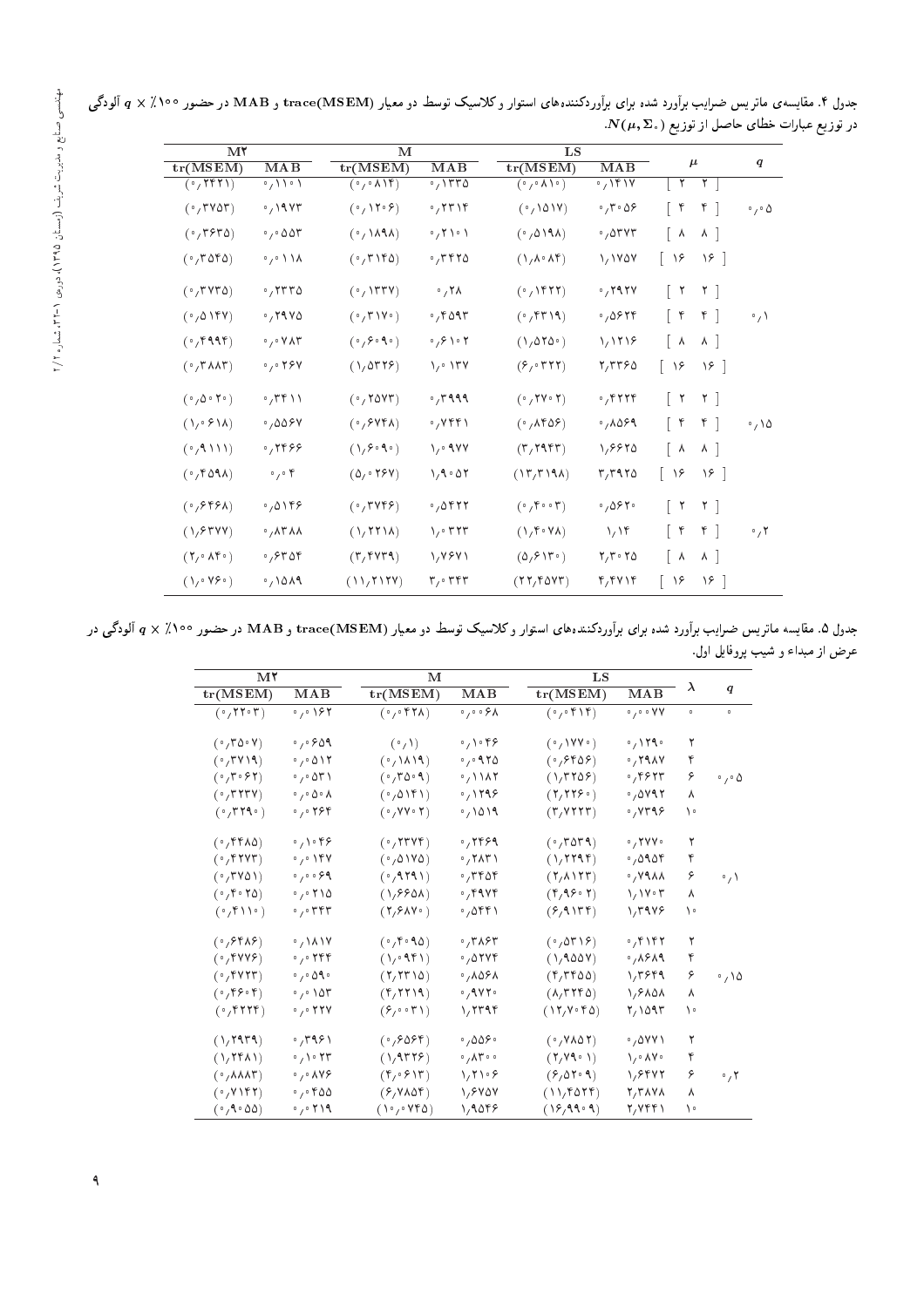جدول ۴. مقایسه‌ی ماتریس ضرایب برآورد شده برای برآوردکننده‌های استوار و کلاسیک توسط دو معیار trace(MSEM) و MAB در حضور $q \times$ ٪۱۰۰ آلودگی در توزیع عبارات خطای حاصل از توزیع $N(\mu, \Sigma_0)$.

| M۲ | | M | | LS | | $\mu$ | $q$ |
|---|---|---|---|---|---|---|---|
| tr(MSEM) | MAB | tr(MSEM) | MAB | tr(MSEM) | MAB | | |
| (۰٫۲۴۲۱) | ۰٫۱۱۰۱ | (۰٫۰۸۱۴) | ۰٫۱۳۳۵ | (۰٫۰۸۱۰) | ۰٫۱۴۱۷ | [۲ ۲] | ۰٫۰۵ |
| (۰٫۳۷۵۳) | ۰٫۱۹۷۳ | (۰٫۱۲۰۶) | ۰٫۲۳۱۴ | (۰٫۱۵۱۷) | ۰٫۳۰۵۶ | [۴ ۴] | |
| (۰٫۳۶۳۵) | ۰٫۰۵۵۳ | (۰٫۱۸۹۸) | ۰٫۲۱۰۱ | (۰٫۵۱۹۸) | ۰٫۵۳۷۳ | [۸ ۸] | |
| (۰٫۳۵۴۵) | ۰٫۰۱۱۸ | (۰٫۳۱۴۵) | ۰٫۳۴۲۵ | (۱٫۸۰۸۴) | ۱٫۱۷۵۷ | [۱۶ ۱۶] | |
| (۰٫۳۷۳۵) | ۰٫۲۳۳۵ | (۰٫۱۳۳۷) | ۰٫۲۸ | (۰٫۱۴۲۲) | ۰٫۲۹۲۷ | [۲ ۲] | ۰٫۱ |
| (۰٫۵۱۴۷) | ۰٫۲۹۷۵ | (۰٫۳۱۷۰) | ۰٫۴۵۹۳ | (۰٫۴۳۱۹) | ۰٫۵۶۲۴ | [۴ ۴] | |
| (۰٫۴۹۹۴) | ۰٫۰۷۸۳ | (۰٫۶۰۹۰) | ۰٫۶۱۰۲ | (۱٫۵۲۵۰) | ۱٫۱۲۱۶ | [۸ ۸] | |
| (۰٫۳۸۸۳) | ۰٫۰۲۶۷ | (۱٫۵۳۲۶) | ۱٫۰۱۳۷ | (۶٫۰۳۲۲) | ۲٫۳۳۶۵ | [۱۶ ۱۶] | |
| (۰٫۵۰۲۰) | ۰٫۳۴۱۱ | (۰٫۲۵۷۳) | ۰٫۳۹۹۹ | (۰٫۲۷۰۲) | ۰٫۴۲۲۴ | [۲ ۲] | ۰٫۱۵ |
| (۱٫۰۶۱۸) | ۰٫۵۵۶۷ | (۰٫۶۷۴۸) | ۰٫۷۴۴۱ | (۰٫۸۴۵۶) | ۰٫۸۵۶۹ | [۴ ۴] | |
| (۰٫۹۱۱۱) | ۰٫۲۴۶۶ | (۱٫۶۰۹۰) | ۱٫۰۹۷۷ | (۳٫۲۹۴۳) | ۱٫۶۶۲۵ | [۸ ۸] | |
| (۰٫۴۵۹۸) | ۰٫۰۴ | (۵٫۰۲۶۷) | ۱٫۹۰۵۲ | (۱۳٫۳۱۹۸) | ۳٫۳۹۲۵ | [۱۶ ۱۶] | |
| (۰٫۶۴۶۸) | ۰٫۵۱۴۶ | (۰٫۳۷۴۶) | ۰٫۵۴۲۲ | (۰٫۴۰۰۳) | ۰٫۵۶۲۰ | [۲ ۲] | ۰٫۲ |
| (۱٫۶۳۷۷) | ۰٫۸۳۸۸ | (۱٫۲۲۱۸) | ۱٫۰۳۲۳ | (۱٫۴۰۷۸) | ۱٫۱۴ | [۴ ۴] | |
| (۲٫۰۸۴۰) | ۰٫۶۳۵۴ | (۳٫۴۷۳۹) | ۱٫۷۶۷۱ | (۵٫۶۱۳۰) | ۲٫۳۰۲۵ | [۸ ۸] | |
| (۱٫۰۷۶۰) | ۰٫۱۵۸۹ | (۱۱٫۲۱۲۷) | ۳٫۰۳۴۳ | (۲۲٫۴۵۷۳) | ۴٫۴۷۱۴ | [۱۶ ۱۶] | |

جدول ۵. مقایسه ماتریس ضرایب برآورد شده برای برآوردکننده‌های استوار و کلاسیک توسط دو معیار trace(MSEM) و MAB در حضور $q \times$ ٪۱۰۰ آلودگی در عرض از مبداء و شیب پروفایل اول.

| M۲ | | M | | LS | | $\lambda$ | $q$ |
|---|---|---|---|---|---|---|---|
| tr(MSEM) | MAB | tr(MSEM) | MAB | tr(MSEM) | MAB | | |
| (۰٫۲۲۰۳) | ۰٫۰۱۶۲ | (۰٫۰۴۲۸) | ۰٫۰۰۶۸ | (۰٫۰۴۱۴) | ۰٫۰۰۷۷ | ۰ | ۰ |
| (۰٫۳۵۰۷) | ۰٫۰۶۵۹ | (۰٫۱) | ۰٫۱۰۴۶ | (۰٫۱۷۷۰) | ۰٫۱۲۹۰ | ۲ | ۰٫۰۵ |
| (۰٫۳۷۱۹) | ۰٫۰۵۱۲ | (۰٫۱۸۱۹) | ۰٫۰۹۲۵ | (۰٫۶۴۵۶) | ۰٫۲۹۸۷ | ۴ | |
| (۰٫۳۰۶۲) | ۰٫۰۵۳۱ | (۰٫۳۵۰۹) | ۰٫۱۱۸۲ | (۱٫۳۲۵۶) | ۰٫۴۶۲۳ | ۶ | |
| (۰٫۳۲۳۷) | ۰٫۰۵۰۸ | (۰٫۵۱۴۱) | ۰٫۱۲۹۶ | (۲٫۲۲۶۰) | ۰٫۵۷۹۲ | ۸ | |
| (۰٫۳۲۹۰) | ۰٫۰۲۶۴ | (۰٫۷۷۰۲) | ۰٫۱۵۱۹ | (۳٫۷۲۲۳) | ۰٫۷۳۹۶ | ۱۰ | |
| (۰٫۴۴۸۵) | ۰٫۱۰۴۶ | (۰٫۲۳۷۴) | ۰٫۲۴۶۹ | (۰٫۳۵۳۹) | ۰٫۲۷۷۰ | ۲ | ۰٫۱ |
| (۰٫۴۲۷۳) | ۰٫۰۱۴۷ | (۰٫۵۱۷۵) | ۰٫۲۸۳۱ | (۱٫۲۲۹۴) | ۰٫۵۹۵۴ | ۴ | |
| (۰٫۳۷۵۱) | ۰٫۰۰۶۹ | (۰٫۹۲۹۱) | ۰٫۳۴۵۴ | (۲٫۸۱۲۳) | ۰٫۷۹۸۸ | ۶ | |
| (۰٫۴۰۲۵) | ۰٫۰۲۱۵ | (۱٫۶۶۵۸) | ۰٫۴۹۷۴ | (۴٫۹۶۰۲) | ۱٫۱۷۰۳ | ۸ | |
| (۰٫۴۱۱۰) | ۰٫۰۳۴۳ | (۲٫۶۸۷۰) | ۰٫۵۴۴۱ | (۶٫۹۱۳۴) | ۱٫۳۹۷۶ | ۱۰ | |
| (۰٫۶۴۸۶) | ۰٫۱۸۱۷ | (۰٫۴۰۹۵) | ۰٫۳۸۶۳ | (۰٫۵۳۱۶) | ۰٫۴۱۴۲ | ۲ | ۰٫۱۵ |
| (۰٫۴۷۷۶) | ۰٫۰۲۴۴ | (۱٫۰۹۴۱) | ۰٫۵۲۷۴ | (۱٫۹۵۵۷) | ۰٫۸۶۸۹ | ۴ | |
| (۰٫۴۷۲۳) | ۰٫۰۵۹۰ | (۲٫۲۳۱۵) | ۰٫۸۵۶۸ | (۴٫۳۴۵۵) | ۱٫۳۶۴۹ | ۶ | |
| (۰٫۴۶۰۴) | ۰٫۰۱۵۳ | (۴٫۲۲۱۹) | ۰٫۹۷۲۰ | (۸٫۳۲۴۵) | ۱٫۶۸۵۸ | ۸ | |
| (۰٫۴۲۲۴) | ۰٫۰۲۲۷ | (۶٫۰۰۳۱) | ۱٫۲۳۹۴ | (۱۲٫۷۰۴۵) | ۲٫۱۵۹۳ | ۱۰ | |
| (۱٫۲۹۳۹) | ۰٫۳۹۶۱ | (۰٫۶۵۶۴) | ۰٫۵۵۶۰ | (۰٫۷۸۵۲) | ۰٫۵۷۷۱ | ۲ | ۰٫۲ |
| (۱٫۲۴۸۱) | ۰٫۱۰۲۳ | (۱٫۹۳۲۶) | ۰٫۸۳۰۰ | (۲٫۷۹۰۱) | ۱٫۰۸۷۰ | ۴ | |
| (۰٫۸۸۸۳) | ۰٫۰۸۷۶ | (۴٫۰۶۱۳) | ۱٫۲۱۰۶ | (۶٫۵۲۰۹) | ۱٫۶۴۷۲ | ۶ | |
| (۰٫۷۱۴۲) | ۰٫۰۴۵۵ | (۶٫۷۸۵۴) | ۱٫۶۷۵۷ | (۱۱٫۴۵۲۴) | ۲٫۳۸۷۸ | ۸ | |
| (۰٫۹۰۵۵) | ۰٫۰۲۱۹ | (۱۰٫۰۷۴۵) | ۱٫۹۵۴۶ | (۱۶٫۹۹۰۹) | ۲٫۷۴۴۱ | ۱۰ | |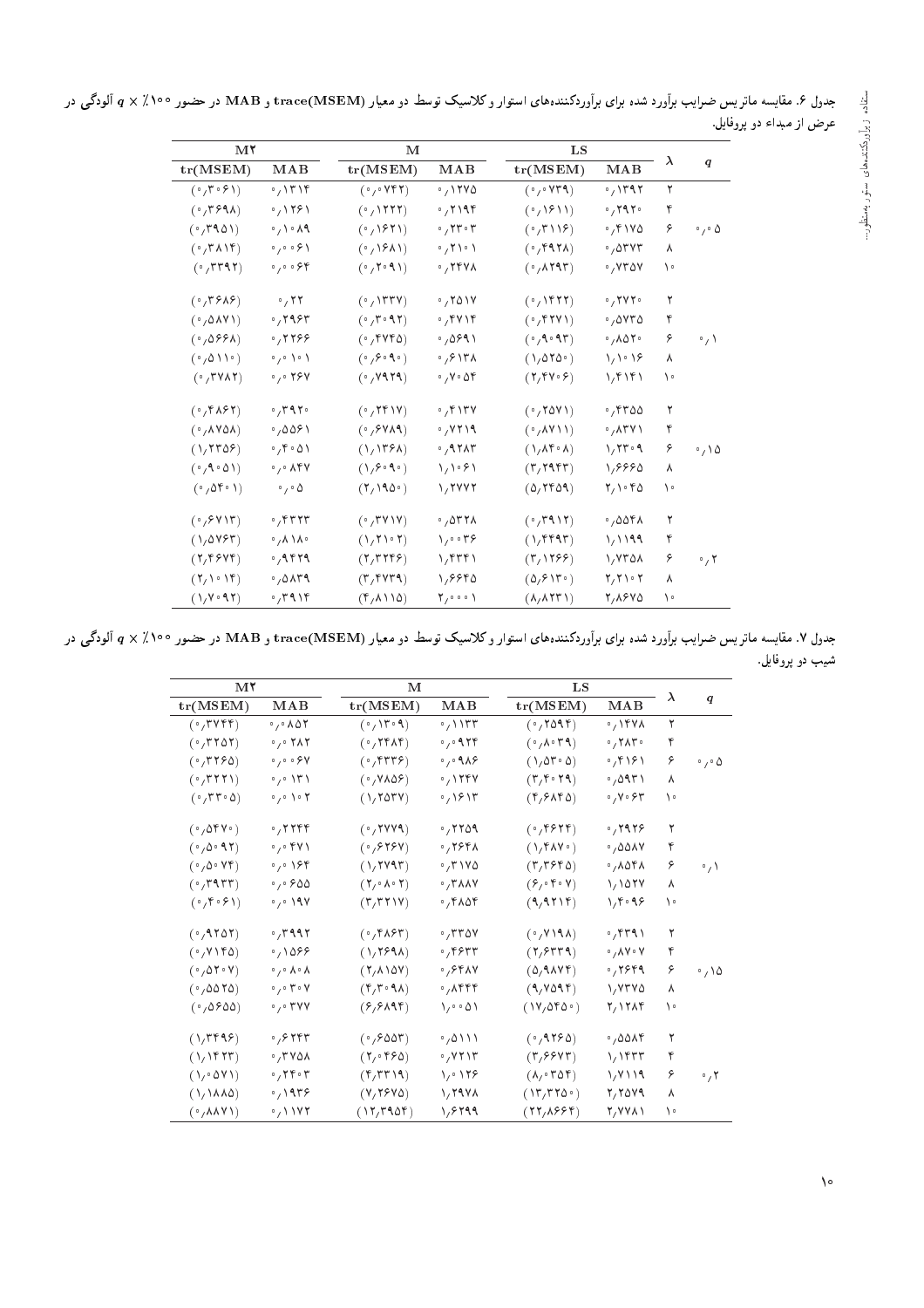جدول ۶. مقایسه ماتریس ضرایب برآورد شده برای برآوردکننده‌های استوار و کلاسیک توسط دو معیار trace(MSEM) و MAB در حضور ۱۰۰٪ × $q$ آلودگی در عرض از مبداء دو پروفایل.

| $q$ | $\lambda$ | LS | | M | | M۲ | |
|---|---|---|---|---|---|---|---|
| | | MAB | tr(MSEM) | MAB | tr(MSEM) | MAB | tr(MSEM) |
| ۰٫۰۵ | ۲ | ۰٫۱۳۹۲ | (۰٫۰۷۳۹) | ۰٫۱۲۷۵ | (۰٫۰۷۴۲) | ۰٫۱۳۱۴ | (۰٫۳۰۶۱) |
| | ۴ | ۰٫۲۹۲۰ | (۰٫۱۶۱۱) | ۰٫۲۱۹۴ | (۰٫۱۲۲۲) | ۰٫۱۲۶۱ | (۰٫۳۶۹۸) |
| | ۶ | ۰٫۴۱۷۵ | (۰٫۳۱۱۶) | ۰٫۲۳۰۳ | (۰٫۱۶۲۱) | ۰٫۱۰۸۹ | (۰٫۳۹۵۱) |
| | ۸ | ۰٫۵۳۷۳ | (۰٫۴۹۲۸) | ۰٫۲۱۰۱ | (۰٫۱۶۸۱) | ۰٫۰۰۶۱ | (۰٫۳۸۱۴) |
| | ۱۰ | ۰٫۷۳۵۷ | (۰٫۸۲۹۳) | ۰٫۲۴۷۸ | (۰٫۲۰۹۱) | ۰٫۰۰۶۴ | (۰٫۳۳۹۲) |
| ۰٫۱ | ۲ | ۰٫۲۷۲۰ | (۰٫۱۴۲۲) | ۰٫۲۵۱۷ | (۰٫۱۳۳۷) | ۰٫۲۲ | (۰٫۳۶۸۶) |
| | ۴ | ۰٫۵۷۳۵ | (۰٫۴۲۷۱) | ۰٫۴۷۱۴ | (۰٫۳۰۹۲) | ۰٫۲۹۶۳ | (۰٫۵۸۷۱) |
| | ۶ | ۰٫۸۵۲۰ | (۰٫۹۰۹۳) | ۰٫۵۶۹۱ | (۰٫۴۷۴۵) | ۰٫۲۲۶۶ | (۰٫۵۶۶۸) |
| | ۸ | ۱٫۱۰۱۶ | (۱٫۵۲۵۰) | ۰٫۶۱۳۸ | (۰٫۶۰۹۰) | ۰٫۰۱۰۱ | (۰٫۵۱۱۰) |
| | ۱۰ | ۱٫۴۱۴۱ | (۲٫۴۷۰۶) | ۰٫۷۰۵۴ | (۰٫۷۹۲۹) | ۰٫۰۲۶۷ | (۰٫۳۷۸۲) |
| ۰٫۱۵ | ۲ | ۰٫۴۳۵۵ | (۰٫۲۵۷۱) | ۰٫۴۱۳۷ | (۰٫۲۴۱۷) | ۰٫۳۹۲۰ | (۰٫۴۸۶۲) |
| | ۴ | ۰٫۸۳۷۱ | (۰٫۸۷۱۱) | ۰٫۷۲۱۹ | (۰٫۶۷۸۹) | ۰٫۵۵۶۱ | (۰٫۸۷۵۸) |
| | ۶ | ۱٫۲۳۰۹ | (۱٫۸۴۰۸) | ۰٫۹۲۸۳ | (۱٫۱۳۶۸) | ۰٫۴۰۵۱ | (۱٫۲۳۵۶) |
| | ۸ | ۱٫۶۶۶۵ | (۳٫۲۹۴۳) | ۱٫۱۰۶۱ | (۱٫۶۰۹۰) | ۰٫۰۸۴۷ | (۰٫۹۰۵۱) |
| | ۱۰ | ۲٫۱۰۴۵ | (۵٫۲۴۵۹) | ۱٫۲۷۷۲ | (۲٫۱۹۵۰) | ۰٫۰۵ | (۰٫۵۴۰۱) |
| ۰٫۲ | ۲ | ۰٫۵۵۴۸ | (۰٫۳۹۱۲) | ۰٫۵۳۲۸ | (۰٫۳۷۱۷) | ۰٫۴۳۲۳ | (۰٫۶۷۱۳) |
| | ۴ | ۱٫۱۱۹۹ | (۱٫۴۴۹۳) | ۱٫۰۰۳۶ | (۱٫۲۱۰۲) | ۰٫۸۱۸۰ | (۱٫۵۷۶۳) |
| | ۶ | ۱٫۷۳۵۸ | (۳٫۱۲۶۶) | ۱٫۴۳۴۱ | (۲٫۳۲۴۶) | ۰٫۹۴۲۹ | (۲٫۴۶۷۴) |
| | ۸ | ۲٫۲۱۰۲ | (۵٫۶۱۳۰) | ۱٫۶۶۴۵ | (۳٫۴۷۳۹) | ۰٫۵۸۳۹ | (۲٫۱۰۱۴) |
| | ۱۰ | ۲٫۸۶۷۵ | (۸٫۸۲۳۱) | ۲٫۰۰۰۱ | (۴٫۸۱۱۵) | ۰٫۳۹۱۴ | (۱٫۷۰۹۲) |

جدول ۷. مقایسه ماتریس ضرایب برآورد شده برای برآوردکننده‌های استوار و کلاسیک توسط دو معیار trace(MSEM) و MAB در حضور ۱۰۰٪ × $q$ آلودگی در شیب دو پروفایل.

| $q$ | $\lambda$ | LS | | M | | M۲ | |
|---|---|---|---|---|---|---|---|
| | | MAB | tr(MSEM) | MAB | tr(MSEM) | MAB | tr(MSEM) |
| ۰٫۰۵ | ۲ | ۰٫۱۴۷۸ | (۰٫۲۵۹۴) | ۰٫۱۱۳۳ | (۰٫۱۳۰۹) | ۰٫۰۸۵۲ | (۰٫۳۷۴۴) |
| | ۴ | ۰٫۲۸۳۰ | (۰٫۸۰۳۹) | ۰٫۰۹۲۴ | (۰٫۲۴۸۴) | ۰٫۰۲۸۲ | (۰٫۳۲۵۲) |
| | ۶ | ۰٫۴۱۶۱ | (۱٫۵۳۰۵) | ۰٫۰۹۸۶ | (۰٫۴۳۳۶) | ۰٫۰۰۶۷ | (۰٫۳۲۶۵) |
| | ۸ | ۰٫۵۹۳۱ | (۳٫۴۰۲۹) | ۰٫۱۲۴۷ | (۰٫۷۸۵۶) | ۰٫۰۱۳۱ | (۰٫۳۲۲۱) |
| | ۱۰ | ۰٫۷۰۶۳ | (۴٫۶۸۴۵) | ۰٫۱۶۱۳ | (۱٫۲۵۳۷) | ۰٫۰۱۰۲ | (۰٫۳۳۰۵) |
| ۰٫۱ | ۲ | ۰٫۲۹۲۶ | (۰٫۴۶۲۴) | ۰٫۲۲۵۹ | (۰٫۲۷۷۹) | ۰٫۲۲۴۴ | (۰٫۵۴۷۰) |
| | ۴ | ۰٫۵۵۸۷ | (۱٫۴۸۷۰) | ۰٫۲۶۴۸ | (۰٫۶۲۶۷) | ۰٫۰۴۷۱ | (۰٫۵۰۹۲) |
| | ۶ | ۰٫۸۵۴۸ | (۳٫۳۶۴۵) | ۰٫۳۱۷۵ | (۱٫۲۷۹۳) | ۰٫۰۱۶۴ | (۰٫۵۰۷۴) |
| | ۸ | ۱٫۱۵۲۷ | (۶٫۰۴۰۷) | ۰٫۳۸۸۷ | (۲٫۰۸۰۲) | ۰٫۰۶۵۵ | (۰٫۳۹۳۳) |
| | ۱۰ | ۱٫۴۰۹۶ | (۹٫۹۲۱۴) | ۰٫۴۸۵۴ | (۳٫۳۲۱۷) | ۰٫۰۱۹۷ | (۰٫۴۰۶۱) |
| ۰٫۱۵ | ۲ | ۰٫۴۳۹۱ | (۰٫۷۱۹۸) | ۰٫۳۳۵۷ | (۰٫۴۸۶۳) | ۰٫۳۹۹۲ | (۰٫۹۲۵۲) |
| | ۴ | ۰٫۸۷۰۷ | (۲٫۶۳۳۹) | ۰٫۴۶۳۳ | (۱٫۲۶۹۸) | ۰٫۱۵۶۶ | (۰٫۷۱۴۵) |
| | ۶ | ۰٫۲۶۴۹ | (۵٫۹۸۷۴) | ۰٫۶۴۸۷ | (۲٫۸۱۵۷) | ۰٫۰۸۰۸ | (۰٫۵۲۰۷) |
| | ۸ | ۱٫۷۳۷۵ | (۹٫۷۵۹۴) | ۰٫۸۴۴۴ | (۴٫۳۰۹۸) | ۰٫۰۳۰۷ | (۰٫۵۵۲۵) |
| | ۱۰ | ۲٫۱۲۸۴ | (۱۷٫۵۴۵۰) | ۱٫۰۰۵۱ | (۶٫۶۸۹۴) | ۰٫۰۳۷۷ | (۰٫۵۶۵۵) |
| ۰٫۲ | ۲ | ۰٫۵۵۸۴ | (۰٫۹۲۶۵) | ۰٫۵۱۱۱ | (۰٫۶۵۵۳) | ۰٫۶۲۴۳ | (۱٫۳۴۹۶) |
| | ۴ | ۱٫۱۴۳۳ | (۳٫۶۶۷۳) | ۰٫۷۲۱۳ | (۲٫۰۴۶۵) | ۰٫۳۷۵۸ | (۱٫۱۴۲۳) |
| | ۶ | ۱٫۷۱۱۹ | (۸٫۰۳۵۴) | ۱٫۰۱۲۶ | (۴٫۳۳۱۹) | ۰٫۲۴۰۳ | (۱٫۰۵۷۱) |
| | ۸ | ۲٫۲۵۷۹ | (۱۳٫۳۲۵۰) | ۱٫۲۹۷۸ | (۷٫۲۶۷۵) | ۰٫۱۹۳۶ | (۱٫۱۸۸۵) |
| | ۱۰ | ۲٫۷۷۸۱ | (۲۲٫۸۶۶۴) | ۱٫۶۲۹۹ | (۱۲٫۳۹۵۴) | ۰٫۱۱۷۲ | (۰٫۸۸۷۱) |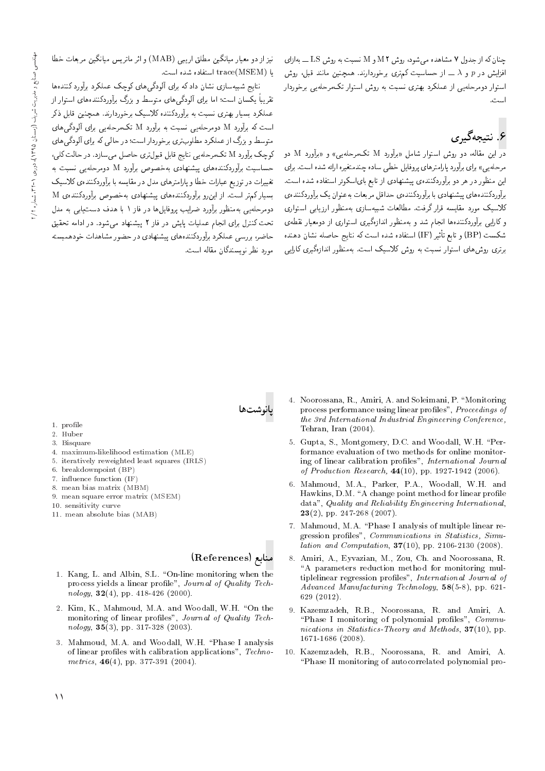چنان‌که از جدول ۷ مشاهده می‌شود، روش M۲ و M نسبت به روش LS ــ به‌ازای افزایش در $p$ و $\lambda$ ــ از حساسیت کم‌تری برخوردارند. همچنین مانند قبل، روش استوار دومرحله‌یی از عملکرد بهتری نسبت به روش استوار تک‌مرحله‌یی برخوردار است.

## ۶. نتیجه‌گیری

در این مقاله، دو روش استوار شامل «برآورد M تک‌مرحله‌یی» و «برآورد M دو مرحله‌یی» برای برآورد پارامترهای پروفایل خطی ساده چندمتغیره ارائه شده است. برای این منظور در هر دو برآوردکننده‌ی پیشنهادی از تابع بای‌اسکوئر استفاده شده است. برآوردکننده‌های پیشنهادی با برآوردکننده‌ی حداقل مربعات به‌عنوان یک برآوردکننده‌ی کلاسیک مورد مقایسه قرار گرفت. مطالعات شبیه‌سازی به‌منظور ارزیابی استواری و کارایی برآوردکننده‌ها انجام شد و به‌منظور اندازه‌گیری استواری از دومعیار نقطه‌ی شکست (BP) و تابع تأثیر (IF) استفاده شده است که نتایج حاصله نشان دهنده برتری روش‌های استوار نسبت به روش کلاسیک است. به‌منظور اندازه‌گیری کارایی نیز از دو معیار میانگین مطلق اریبی (MAB) و اثر ماتریس میانگین مربعات خطا یا trace(MSEM) استفاده شده است.

نتایج شبیه‌سازی نشان داد که برای آلودگی‌های کوچک عملکرد برآورد کننده‌ها تقریباً یکسان است؛ اما برای آلودگی‌های متوسط و بزرگ برآوردکننده‌های استوار از عملکرد بسیار بهتری نسبت به برآوردکننده کلاسیک برخوردارند. همچنین قابل ذکر است که برآورد M دومرحله‌یی نسبت به برآورد M تک‌مرحله‌یی برای آلودگی‌های متوسط و بزرگ از عملکرد مطلوب‌تری برخوردار است؛ در حالی که برای آلودگی‌های کوچک برآورد M تک‌مرحله‌یی نتایج قابل قبول‌تری حاصل می‌سازد. در حالت کلی، حساسیت برآوردکننده‌های پیشنهادی به‌خصوص برآورد M دومرحله‌یی نسبت به تغییرات در توزیع عبارات خطا و پارامترهای مدل در مقایسه با برآوردکننده‌ی کلاسیک بسیار کم‌تر است. از این‌رو برآوردکننده‌های پیشنهادی به‌خصوص برآوردکننده‌ی M دومرحله‌یی به‌منظور برآورد ضرایب پروفایل‌ها در فاز ۱ با هدف دست‌یابی به مدل تحت کنترل برای انجام عملیات پایش در فاز ۲ پیشنهاد می‌شود. در ادامه تحقیق حاضر، بررسی عملکرد برآوردکننده‌های پیشنهادی در حضور مشاهدات خودهمبسته مورد نظر نویسندگان مقاله است.

## پانوشت‌ها

1. profile
2. Huber
3. Bisquare
4. maximum-likelihood estimation (MLE)
5. iteratively reweighted least squares (IRLS)
6. breakdownpoint (BP)
7. influence function (IF)
8. mean bias matrix (MBM)
9. mean square error matrix (MSEM)
10. sensitivity curve
11. mean absolute bias (MAB)

## منابع (References)

1. Kang, L. and Albin, S.L. "On-line monitoring when the process yields a linear profile", *Journal of Quality Technology*, **32**(4), pp. 418-426 (2000).
2. Kim, K., Mahmoud, M.A. and Woodall, W.H. "On the monitoring of linear profiles", *Journal of Quality Technology*, **35**(3), pp. 317-328 (2003).
3. Mahmoud, M.A. and Woodall, W.H. "Phase I analysis of linear profiles with calibration applications", *Technometrics*, **46**(4), pp. 377-391 (2004).
4. Noorossana, R., Amiri, A. and Soleimani, P. "Monitoring process performance using linear profiles", *Proceedings of the 3rd International Industrial Engineering Conference*, Tehran, Iran (2004).
5. Gupta, S., Montgomery, D.C. and Woodall, W.H. "Performance evaluation of two methods for online monitoring of linear calibration profiles", *International Journal of Production Research*, **44**(10), pp. 1927-1942 (2006).
6. Mahmoud, M.A., Parker, P.A., Woodall, W.H. and Hawkins, D.M. "A change point method for linear profile data", *Quality and Reliability Engineering International*, **23**(2), pp. 247-268 (2007).
7. Mahmoud, M.A. "Phase I analysis of multiple linear regression profiles", *Communications in Statistics, Simulation and Computation*, **37**(10), pp. 2106-2130 (2008).
8. Amiri, A., Eyvazian, M., Zou, Ch. and Noorossana, R. "A parameters reduction method for monitoring multiplelinear regression profiles", *International Journal of Advanced Manufacturing Technology*, **58**(5-8), pp. 621-629 (2012).
9. Kazemzadeh, R.B., Noorossana, R. and Amiri, A. "Phase I monitoring of polynomial profiles", *Communications in Statistics-Theory and Methods*, **37**(10), pp. 1671-1686 (2008).
10. Kazemzadeh, R.B., Noorossana, R. and Amiri, A. "Phase II monitoring of autocorrelated polynomial pro-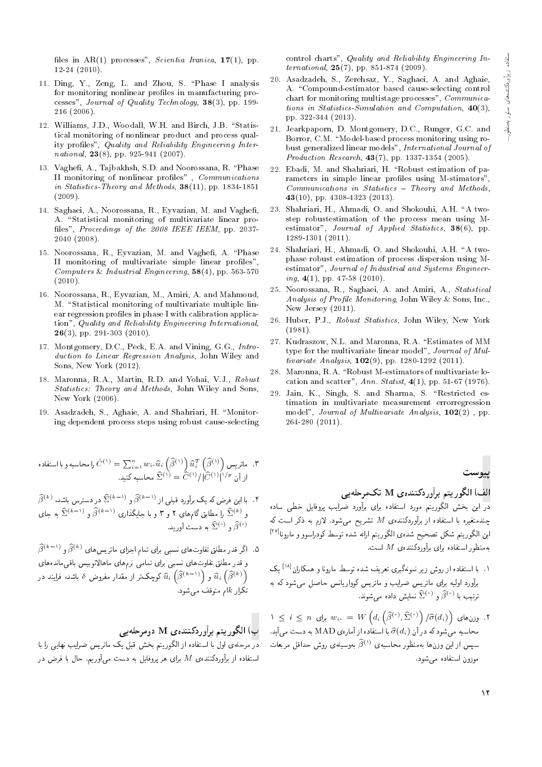files in AR(1) processes", *Scientia Iranica*, **17**(1), pp. 12-24 (2010).

11. Ding, Y., Zeng, L. and Zhou, S. "Phase I analysis for monitoring nonlinear profiles in manufacturing processes", *Journal of Quality Technology*, **38**(3), pp. 199-216 (2006).

12. Williams, J.D., Woodall, W.H. and Birch, J.B. "Statistical monitoring of nonlinear product and process quality profiles", *Quality and Reliability Engineering International*, **23**(8), pp. 925-941 (2007).

13. Vaghefi, A., Tajbakhsh, S.D. and Noorossana, R. "Phase II monitoring of nonlinear profiles", *Communications in Statistics-Theory and Methods*, **38**(11), pp. 1834-1851 (2009).

14. Saghaei, A., Noorossana, R., Eyvazian, M. and Vaghefi, A. "Statistical monitoring of multivariate linear profiles", *Proceedings of the 2008 IEEE IEEM*, pp. 2037-2040 (2008).

15. Noorossana, R., Eyvazian, M. and Vaghefi, A. "Phase II monitoring of multivariate simple linear profiles", *Computers & Industrial Engineering*, **58**(4), pp. 563-570 (2010).

16. Noorossana, R., Eyvazian, M., Amiri, A. and Mahmoud, M. "Statistical monitoring of multivariate multiple linear regression profiles in phase I with calibration application", *Quality and Reliability Engineering International*, **26**(3), pp. 291-303 (2010).

17. Montgomery, D.C., Peck, E.A. and Vining, G.G., *Introduction to Linear Regression Analysis*, John Wiley and Sons, New York (2012).

18. Maronna, R.A., Martin, R.D. and Yohai, V.J., *Robust Statistics: Theory and Methods*, John Wiley and Sons, New York (2006).

19. Asadzadeh, S., Aghaie, A. and Shahriari, H. "Monitoring dependent process steps using robust cause-selecting control charts", *Quality and Reliability Engineering International*, **25**(7), pp. 851-874 (2009).

20. Asadzadeh, S., Zerehsaz, Y., Saghaei, A. and Aghaie, A. "Compound-estimator based cause-selecting control chart for monitoring multistage processes", *Communications in Statistics-Simulation and Computation*, **40**(3), pp. 322-344 (2013).

21. Jearkpaporn, D. Montgomery, D.C., Runger, G.C. and Borror, C.M. "Model-based process monitoring using robust generalized linear models", *International Journal of Production Research*, **43**(7), pp. 1337-1354 (2005).

22. Ebadi, M. and Shahriari, H. "Robust estimation of parameters in simple linear profiles using M-stimators", *Communications in Statistics – Theory and Methods*, **43**(10), pp. 4308-4323 (2013).

23. Shahriari, H., Ahmadi, O. and Shokouhi, A.H. "A two-step robustestimation of the process mean using M-estimator", *Journal of Applied Statistics*, **38**(6), pp. 1289-1301 (2011).

24. Shahriari, H., Ahmadi, O. and Shokouhi, A.H. "A two-phase robust estimation of process dispersion using M-estimator", *Journal of Industrial and Systems Engineering*, **4**(1), pp. 47-58 (2010).

25. Noorossana, R., Saghaei, A. and Amiri, A., *Statistical Analysis of Profile Monitoring*, John Wiley & Sons, Inc., New Jersey (2011).

26. Huber, P.J., *Robust Statistics*, John Wiley, New York (1981).

27. Kudraszow, N.L. and Maronna, R.A. "Estimates of MM type for the multivariate linear model", *Journal of Multivariate Analysis*, **102**(9), pp. 1280-1292 (2011).

28. Maronna, R.A. "Robust M-estimators of multivariate location and scatter", *Ann. Statist*, **4**(1), pp. 51-67 (1976).

29. Jain, K., Singh, S. and Sharma, S. "Restricted estimation in multivariate measurement errorregression model", *Journal of Multivariate Analysis*, **102**(2), pp. 264-280 (2011).

# پیوست

## الف) الگوریتم برآوردکننده‌ی M تک‌مرحله‌یی

در این بخش الگوریتم مورد استفاده برای برآورد ضرایب پروفایل خطی ساده چندمتغیره با استفاده از برآوردکننده‌ی $M$ تشریح می‌شود. لازم به ذکر است که این الگوریتم شکل تصحیح شده‌ی الگوریتم ارائه شده توسط کودراسوو و مارونا[۲۷] به‌منظور استفاده برای برآوردکننده‌ی $M$ است.

۱. با استفاده از روش زیر نمونه‌گیری تعریف شده توسط مارونا و همکاران[۱۸] یک برآورد اولیه برای ماتریس ضرایب و ماتریس کوواریانس حاصل می‌شود که به ترتیب با $\widehat{\beta}^{(\circ)}$ و $\widehat{\Sigma}^{(\circ)}$ نمایش داده می‌شوند.

۲. وزن‌های $w_{i\cdot} = W\left(d_i\left(\widehat{\beta}^{(\circ)}, \widehat{\Sigma}^{(\circ)}\right)/\widehat{\sigma}(d_i)\right)$ برای $1 \leq i \leq n$ محاسبه می‌شود که در آن $\widehat{\sigma}(d_i)$ با استفاده از آماره‌ی MAD به دست می‌آید. سپس از این وزن‌ها به‌منظور محاسبه‌ی $\widehat{\beta}^{(1)}$ به‌وسیله‌ی روش حداقل مربعات موزون استفاده می‌شود.

۳. ماتریس $\widehat{C}^{(1)} = \sum_{i=1}^{n} w_{i\cdot}\widehat{u}_i\left(\widehat{\beta}^{(1)}\right)\widehat{u}_i^T\left(\widehat{\beta}^{(1)}\right)$ را محاسبه و با استفاده از آن $\widehat{\Sigma}^{(1)} = \widehat{C}^{(1)}/|\widehat{C}^{(1)}|^{1/p}$ محاسبه کنید.

۴. با این فرض که یک برآورد قبلی از $\widehat{\beta}^{(k-1)}$ و $\widehat{\Sigma}^{(k-1)}$ در دسترس باشد، $\widehat{\beta}^{(k)}$ و $\widehat{\Sigma}^{(k)}$ را مطابق گام‌های ۲ و ۳ و با جایگذاری $\widehat{\beta}^{(k-1)}$ و $\widehat{\Sigma}^{(k-1)}$ به جای $\widehat{\beta}^{(\circ)}$ و $\widehat{\Sigma}^{(\circ)}$ به دست آورید.

۵. اگر قدر مطلق تفاوت‌های نسبی برای تمام اجزای ماتریس‌های $\widehat{\beta}^{(k)}$ و $\widehat{\beta}^{(k-1)}$ و قدر مطلق تفاوت‌های نسبی برای تمامی نرم‌های ماهالانوبیس باقی‌مانده‌های $\widehat{u}_i\left(\widehat{\beta}^{(k)}\right)$ و $\widehat{u}_i\left(\widehat{\beta}^{(k-1)}\right)$ کوچک‌تر از مقدار مفروض $\delta$ باشد، فرایند در تکرار $k$ام متوقف می‌شود.

## ب) الگوریتم برآوردکننده‌ی M دومرحله‌یی

در مرحله‌ی اول با استفاده از الگوریتم بخش قبل یک ماتریس ضرایب نهایی را با استفاده از برآوردکننده‌ی $M$ برای هر پروفایل به دست می‌آوریم. حال با فرض در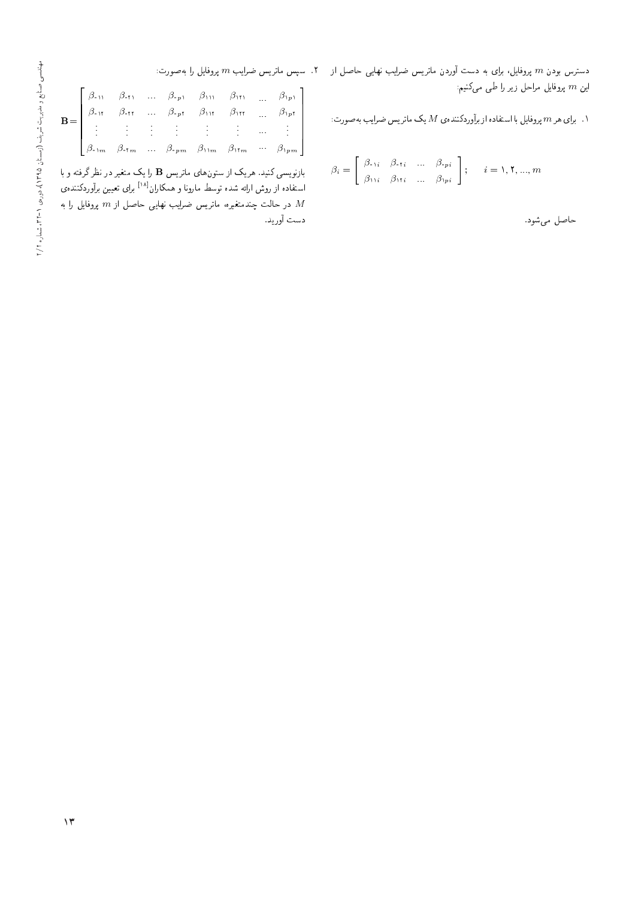دسترس بودن $m$ پروفایل، برای به دست آوردن ماتریس ضرایب نهایی حاصل از این $m$ پروفایل مراحل زیر را طی می‌کنیم:

۱. برای هر $m$ پروفایل با استفاده از برآوردکننده‌ی $M$ یک ماتریس ضرایب به‌صورت:

$$\beta_i = \begin{bmatrix} \beta_{01i} & \beta_{02i} & \dots & \beta_{0pi} \\ \beta_{11i} & \beta_{12i} & \dots & \beta_{1pi} \end{bmatrix}; \quad i = 1, 2, ..., m$$

حاصل می‌شود.

۲. سپس ماتریس ضرایب $m$ پروفایل را به‌صورت:

$$\mathbf{B} = \begin{bmatrix} \beta_{011} & \beta_{021} & \dots & \beta_{0p1} & \beta_{111} & \beta_{121} & \dots & \beta_{1p1} \\ \beta_{012} & \beta_{022} & \dots & \beta_{0p2} & \beta_{112} & \beta_{122} & \dots & \beta_{1p2} \\ \vdots & \vdots & \vdots & \vdots & \vdots & \vdots & \dots & \vdots \\ \beta_{01m} & \beta_{02m} & \dots & \beta_{0pm} & \beta_{11m} & \beta_{12m} & \cdots & \beta_{1pm} \end{bmatrix}$$

بازنویسی کنید. هریک از ستون‌های ماتریس $\mathbf{B}$ را یک متغیر در نظر گرفته و با استفاده از روش ارائه شده توسط مارونا و همکاران[18] برای تعیین برآوردکننده‌ی $M$ در حالت چندمتغیره، ماتریس ضرایب نهایی حاصل از $m$ پروفایل را به دست آورید.